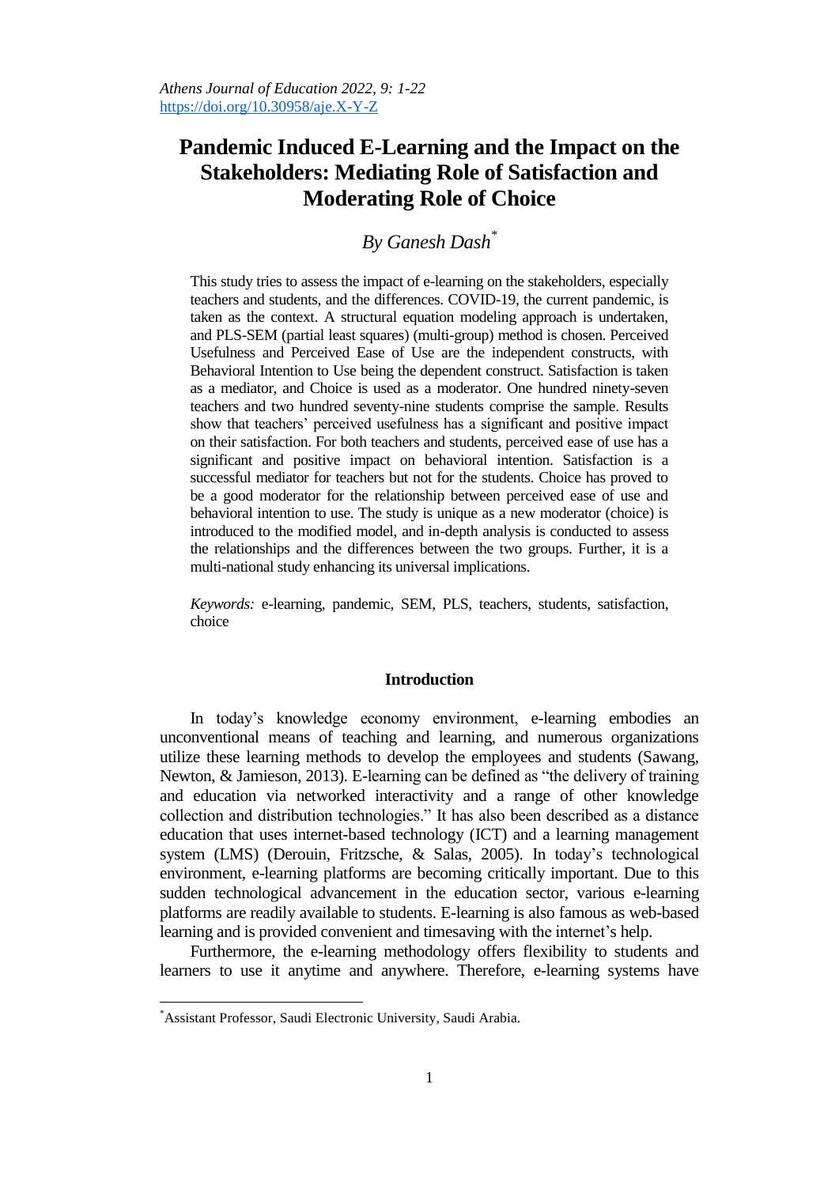# Pandemic Induced E-Learning and the Impact on the Stakeholders: Mediating Role of Satisfaction and Moderating Role of Choice

*By Ganesh Dash*[*]

This study tries to assess the impact of e-learning on the stakeholders, especially teachers and students, and the differences. COVID-19, the current pandemic, is taken as the context. A structural equation modeling approach is undertaken, and PLS-SEM (partial least squares) (multi-group) method is chosen. Perceived Usefulness and Perceived Ease of Use are the independent constructs, with Behavioral Intention to Use being the dependent construct. Satisfaction is taken as a mediator, and Choice is used as a moderator. One hundred ninety-seven teachers and two hundred seventy-nine students comprise the sample. Results show that teachers' perceived usefulness has a significant and positive impact on their satisfaction. For both teachers and students, perceived ease of use has a significant and positive impact on behavioral intention. Satisfaction is a successful mediator for teachers but not for the students. Choice has proved to be a good moderator for the relationship between perceived ease of use and behavioral intention to use. The study is unique as a new moderator (choice) is introduced to the modified model, and in-depth analysis is conducted to assess the relationships and the differences between the two groups. Further, it is a multi-national study enhancing its universal implications.

*Keywords:* e-learning, pandemic, SEM, PLS, teachers, students, satisfaction, choice

## Introduction

In today's knowledge economy environment, e-learning embodies an unconventional means of teaching and learning, and numerous organizations utilize these learning methods to develop the employees and students (Sawang, Newton, & Jamieson, 2013). E-learning can be defined as "the delivery of training and education via networked interactivity and a range of other knowledge collection and distribution technologies." It has also been described as a distance education that uses internet-based technology (ICT) and a learning management system (LMS) (Derouin, Fritzsche, & Salas, 2005). In today's technological environment, e-learning platforms are becoming critically important. Due to this sudden technological advancement in the education sector, various e-learning platforms are readily available to students. E-learning is also famous as web-based learning and is provided convenient and timesaving with the internet's help.

Furthermore, the e-learning methodology offers flexibility to students and learners to use it anytime and anywhere. Therefore, e-learning systems have

---

[*] Assistant Professor, Saudi Electronic University, Saudi Arabia.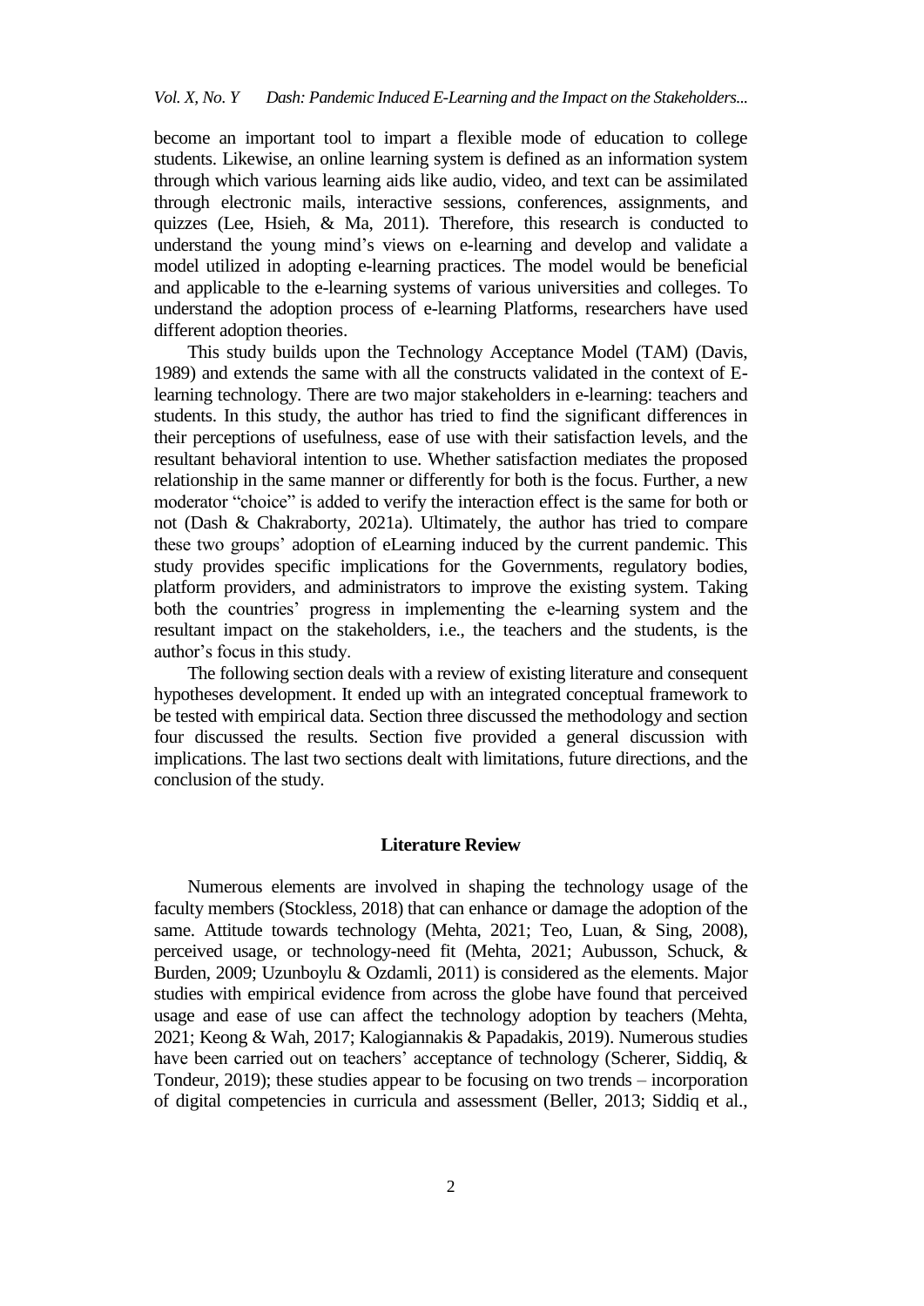become an important tool to impart a flexible mode of education to college students. Likewise, an online learning system is defined as an information system through which various learning aids like audio, video, and text can be assimilated through electronic mails, interactive sessions, conferences, assignments, and quizzes (Lee, Hsieh, & Ma, 2011). Therefore, this research is conducted to understand the young mind's views on e-learning and develop and validate a model utilized in adopting e-learning practices. The model would be beneficial and applicable to the e-learning systems of various universities and colleges. To understand the adoption process of e-learning Platforms, researchers have used different adoption theories.

This study builds upon the Technology Acceptance Model (TAM) (Davis, 1989) and extends the same with all the constructs validated in the context of E-learning technology. There are two major stakeholders in e-learning: teachers and students. In this study, the author has tried to find the significant differences in their perceptions of usefulness, ease of use with their satisfaction levels, and the resultant behavioral intention to use. Whether satisfaction mediates the proposed relationship in the same manner or differently for both is the focus. Further, a new moderator "choice" is added to verify the interaction effect is the same for both or not (Dash & Chakraborty, 2021a). Ultimately, the author has tried to compare these two groups' adoption of eLearning induced by the current pandemic. This study provides specific implications for the Governments, regulatory bodies, platform providers, and administrators to improve the existing system. Taking both the countries' progress in implementing the e-learning system and the resultant impact on the stakeholders, i.e., the teachers and the students, is the author's focus in this study.

The following section deals with a review of existing literature and consequent hypotheses development. It ended up with an integrated conceptual framework to be tested with empirical data. Section three discussed the methodology and section four discussed the results. Section five provided a general discussion with implications. The last two sections dealt with limitations, future directions, and the conclusion of the study.

## Literature Review

Numerous elements are involved in shaping the technology usage of the faculty members (Stockless, 2018) that can enhance or damage the adoption of the same. Attitude towards technology (Mehta, 2021; Teo, Luan, & Sing, 2008), perceived usage, or technology-need fit (Mehta, 2021; Aubusson, Schuck, & Burden, 2009; Uzunboylu & Ozdamli, 2011) is considered as the elements. Major studies with empirical evidence from across the globe have found that perceived usage and ease of use can affect the technology adoption by teachers (Mehta, 2021; Keong & Wah, 2017; Kalogiannakis & Papadakis, 2019). Numerous studies have been carried out on teachers' acceptance of technology (Scherer, Siddiq, & Tondeur, 2019); these studies appear to be focusing on two trends – incorporation of digital competencies in curricula and assessment (Beller, 2013; Siddiq et al.,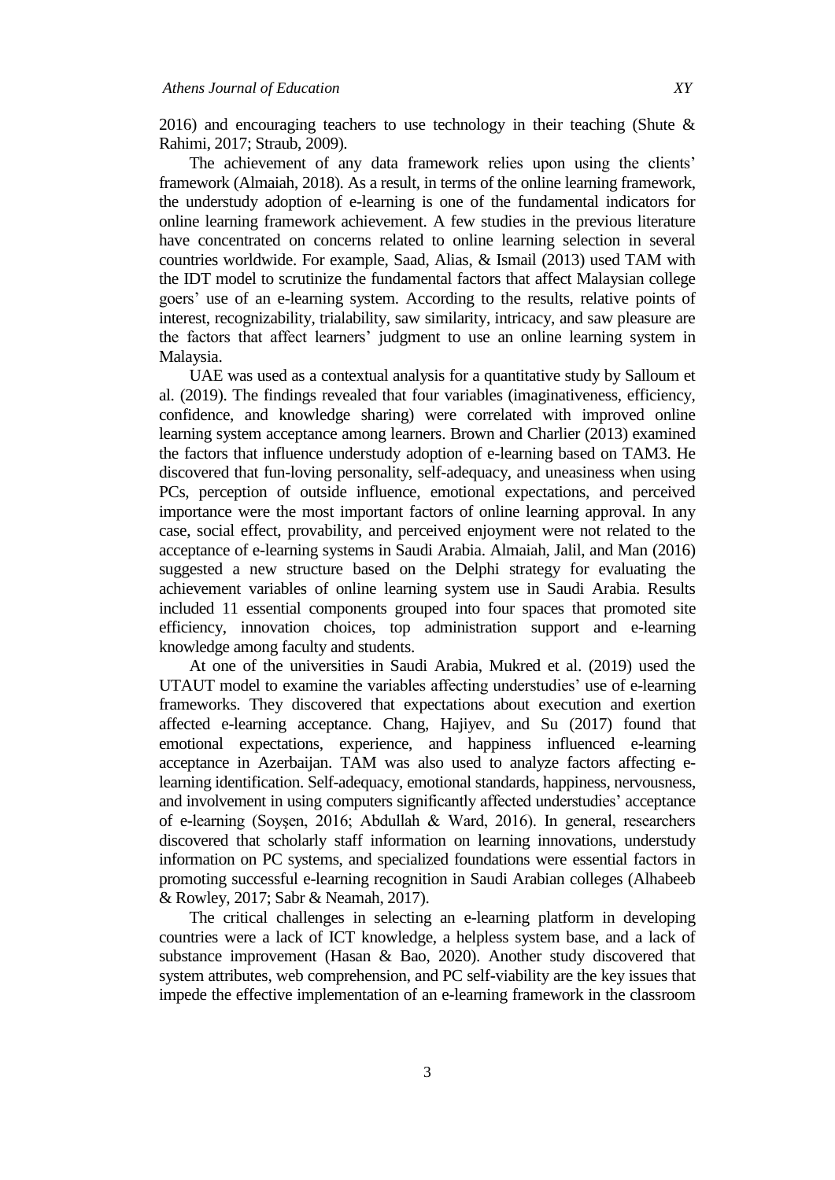2016) and encouraging teachers to use technology in their teaching (Shute & Rahimi, 2017; Straub, 2009).

The achievement of any data framework relies upon using the clients' framework (Almaiah, 2018). As a result, in terms of the online learning framework, the understudy adoption of e-learning is one of the fundamental indicators for online learning framework achievement. A few studies in the previous literature have concentrated on concerns related to online learning selection in several countries worldwide. For example, Saad, Alias, & Ismail (2013) used TAM with the IDT model to scrutinize the fundamental factors that affect Malaysian college goers' use of an e-learning system. According to the results, relative points of interest, recognizability, trialability, saw similarity, intricacy, and saw pleasure are the factors that affect learners' judgment to use an online learning system in Malaysia.

UAE was used as a contextual analysis for a quantitative study by Salloum et al. (2019). The findings revealed that four variables (imaginativeness, efficiency, confidence, and knowledge sharing) were correlated with improved online learning system acceptance among learners. Brown and Charlier (2013) examined the factors that influence understudy adoption of e-learning based on TAM3. He discovered that fun-loving personality, self-adequacy, and uneasiness when using PCs, perception of outside influence, emotional expectations, and perceived importance were the most important factors of online learning approval. In any case, social effect, provability, and perceived enjoyment were not related to the acceptance of e-learning systems in Saudi Arabia. Almaiah, Jalil, and Man (2016) suggested a new structure based on the Delphi strategy for evaluating the achievement variables of online learning system use in Saudi Arabia. Results included 11 essential components grouped into four spaces that promoted site efficiency, innovation choices, top administration support and e-learning knowledge among faculty and students.

At one of the universities in Saudi Arabia, Mukred et al. (2019) used the UTAUT model to examine the variables affecting understudies' use of e-learning frameworks. They discovered that expectations about execution and exertion affected e-learning acceptance. Chang, Hajiyev, and Su (2017) found that emotional expectations, experience, and happiness influenced e-learning acceptance in Azerbaijan. TAM was also used to analyze factors affecting e-learning identification. Self-adequacy, emotional standards, happiness, nervousness, and involvement in using computers significantly affected understudies' acceptance of e-learning (Soyşen, 2016; Abdullah & Ward, 2016). In general, researchers discovered that scholarly staff information on learning innovations, understudy information on PC systems, and specialized foundations were essential factors in promoting successful e-learning recognition in Saudi Arabian colleges (Alhabeeb & Rowley, 2017; Sabr & Neamah, 2017).

The critical challenges in selecting an e-learning platform in developing countries were a lack of ICT knowledge, a helpless system base, and a lack of substance improvement (Hasan & Bao, 2020). Another study discovered that system attributes, web comprehension, and PC self-viability are the key issues that impede the effective implementation of an e-learning framework in the classroom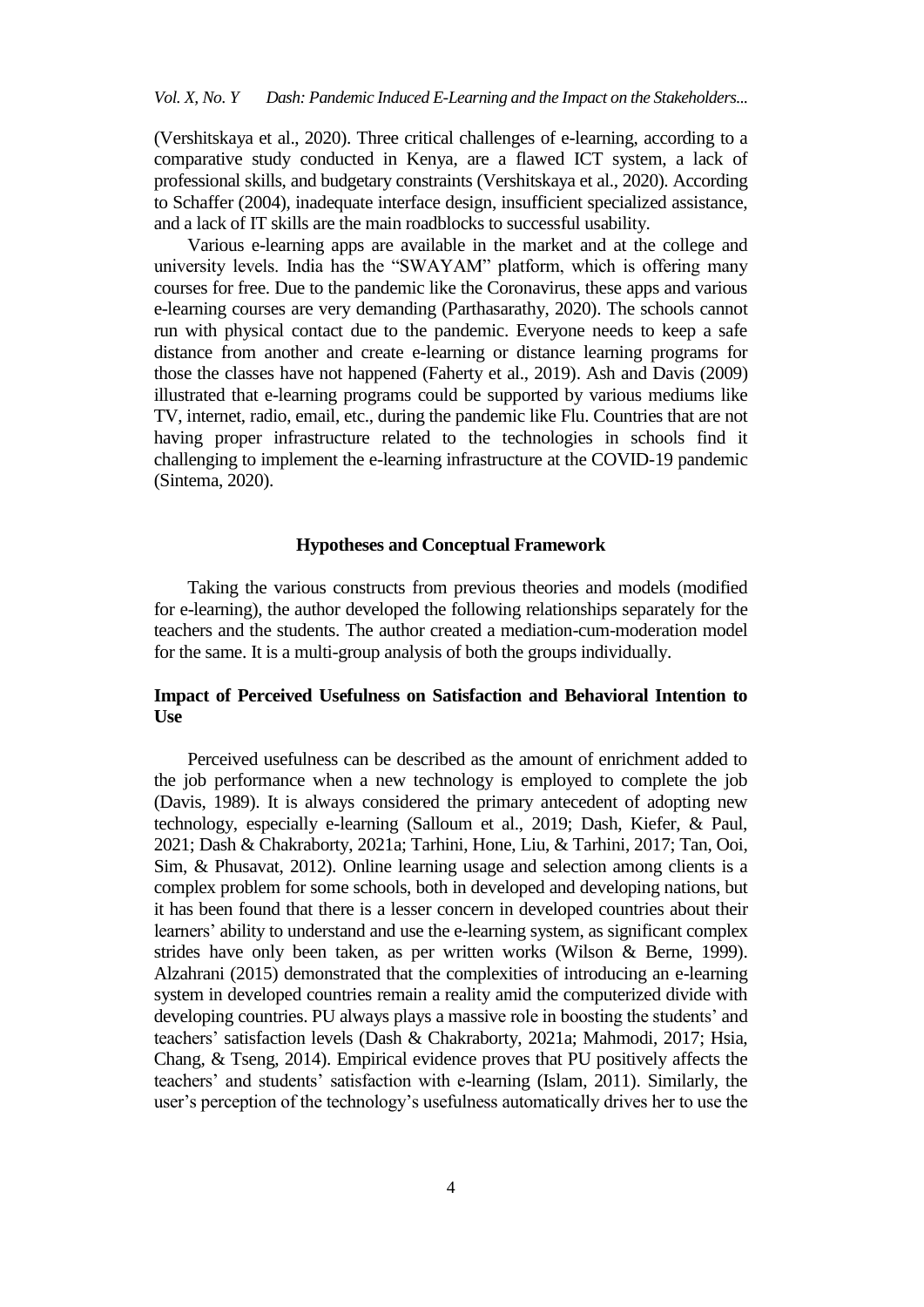(Vershitskaya et al., 2020). Three critical challenges of e-learning, according to a comparative study conducted in Kenya, are a flawed ICT system, a lack of professional skills, and budgetary constraints (Vershitskaya et al., 2020). According to Schaffer (2004), inadequate interface design, insufficient specialized assistance, and a lack of IT skills are the main roadblocks to successful usability.

Various e-learning apps are available in the market and at the college and university levels. India has the "SWAYAM" platform, which is offering many courses for free. Due to the pandemic like the Coronavirus, these apps and various e-learning courses are very demanding (Parthasarathy, 2020). The schools cannot run with physical contact due to the pandemic. Everyone needs to keep a safe distance from another and create e-learning or distance learning programs for those the classes have not happened (Faherty et al., 2019). Ash and Davis (2009) illustrated that e-learning programs could be supported by various mediums like TV, internet, radio, email, etc., during the pandemic like Flu. Countries that are not having proper infrastructure related to the technologies in schools find it challenging to implement the e-learning infrastructure at the COVID-19 pandemic (Sintema, 2020).

## Hypotheses and Conceptual Framework

Taking the various constructs from previous theories and models (modified for e-learning), the author developed the following relationships separately for the teachers and the students. The author created a mediation-cum-moderation model for the same. It is a multi-group analysis of both the groups individually.

### Impact of Perceived Usefulness on Satisfaction and Behavioral Intention to Use

Perceived usefulness can be described as the amount of enrichment added to the job performance when a new technology is employed to complete the job (Davis, 1989). It is always considered the primary antecedent of adopting new technology, especially e-learning (Salloum et al., 2019; Dash, Kiefer, & Paul, 2021; Dash & Chakraborty, 2021a; Tarhini, Hone, Liu, & Tarhini, 2017; Tan, Ooi, Sim, & Phusavat, 2012). Online learning usage and selection among clients is a complex problem for some schools, both in developed and developing nations, but it has been found that there is a lesser concern in developed countries about their learners' ability to understand and use the e-learning system, as significant complex strides have only been taken, as per written works (Wilson & Berne, 1999). Alzahrani (2015) demonstrated that the complexities of introducing an e-learning system in developed countries remain a reality amid the computerized divide with developing countries. PU always plays a massive role in boosting the students' and teachers' satisfaction levels (Dash & Chakraborty, 2021a; Mahmodi, 2017; Hsia, Chang, & Tseng, 2014). Empirical evidence proves that PU positively affects the teachers' and students' satisfaction with e-learning (Islam, 2011). Similarly, the user's perception of the technology's usefulness automatically drives her to use the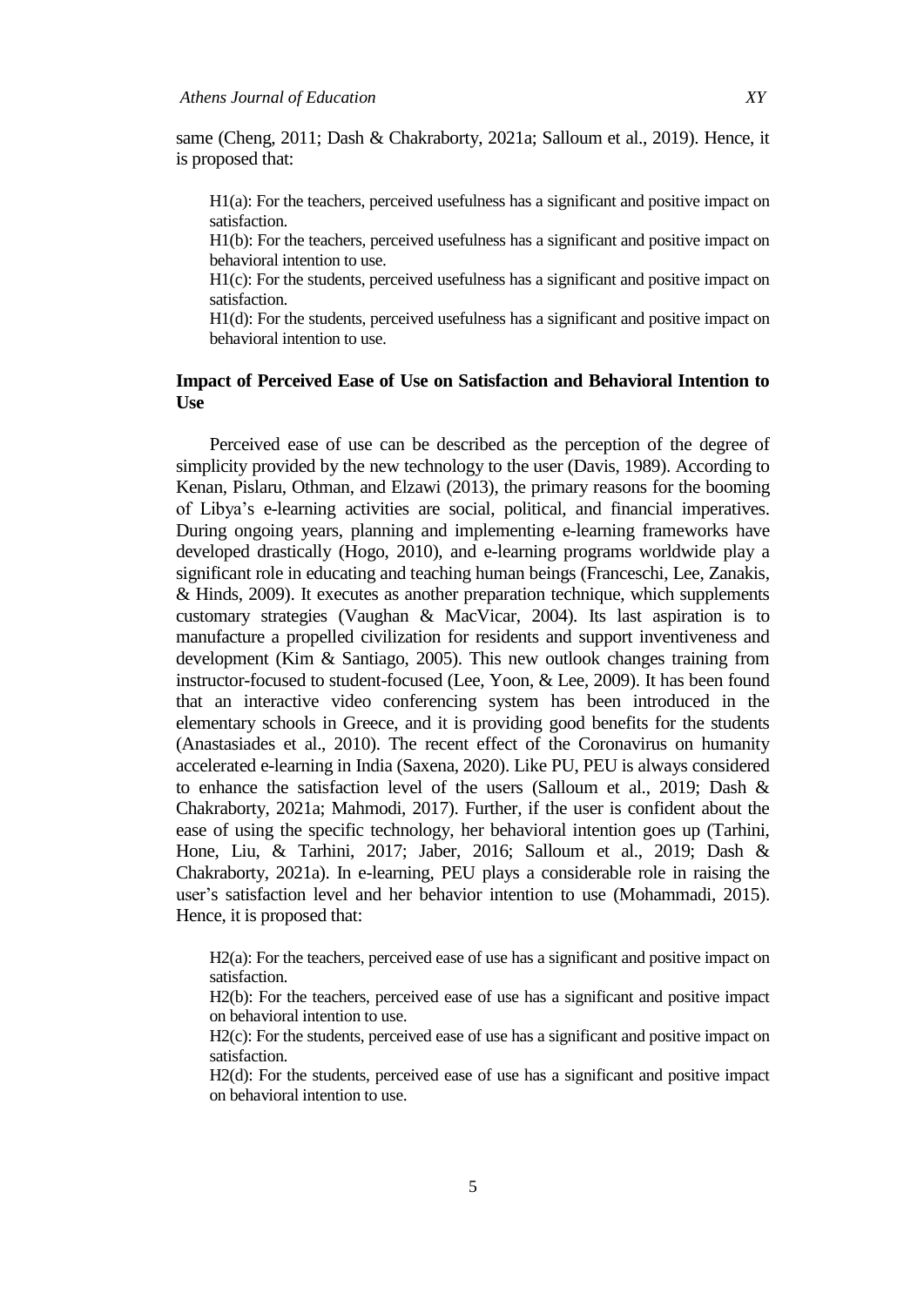same (Cheng, 2011; Dash & Chakraborty, 2021a; Salloum et al., 2019). Hence, it is proposed that:

> H1(a): For the teachers, perceived usefulness has a significant and positive impact on satisfaction.
> H1(b): For the teachers, perceived usefulness has a significant and positive impact on behavioral intention to use.
> H1(c): For the students, perceived usefulness has a significant and positive impact on satisfaction.
> H1(d): For the students, perceived usefulness has a significant and positive impact on behavioral intention to use.

### Impact of Perceived Ease of Use on Satisfaction and Behavioral Intention to Use

Perceived ease of use can be described as the perception of the degree of simplicity provided by the new technology to the user (Davis, 1989). According to Kenan, Pislaru, Othman, and Elzawi (2013), the primary reasons for the booming of Libya's e-learning activities are social, political, and financial imperatives. During ongoing years, planning and implementing e-learning frameworks have developed drastically (Hogo, 2010), and e-learning programs worldwide play a significant role in educating and teaching human beings (Franceschi, Lee, Zanakis, & Hinds, 2009). It executes as another preparation technique, which supplements customary strategies (Vaughan & MacVicar, 2004). Its last aspiration is to manufacture a propelled civilization for residents and support inventiveness and development (Kim & Santiago, 2005). This new outlook changes training from instructor-focused to student-focused (Lee, Yoon, & Lee, 2009). It has been found that an interactive video conferencing system has been introduced in the elementary schools in Greece, and it is providing good benefits for the students (Anastasiades et al., 2010). The recent effect of the Coronavirus on humanity accelerated e-learning in India (Saxena, 2020). Like PU, PEU is always considered to enhance the satisfaction level of the users (Salloum et al., 2019; Dash & Chakraborty, 2021a; Mahmodi, 2017). Further, if the user is confident about the ease of using the specific technology, her behavioral intention goes up (Tarhini, Hone, Liu, & Tarhini, 2017; Jaber, 2016; Salloum et al., 2019; Dash & Chakraborty, 2021a). In e-learning, PEU plays a considerable role in raising the user's satisfaction level and her behavior intention to use (Mohammadi, 2015). Hence, it is proposed that:

> H2(a): For the teachers, perceived ease of use has a significant and positive impact on satisfaction.
> H2(b): For the teachers, perceived ease of use has a significant and positive impact on behavioral intention to use.
> H2(c): For the students, perceived ease of use has a significant and positive impact on satisfaction.
> H2(d): For the students, perceived ease of use has a significant and positive impact on behavioral intention to use.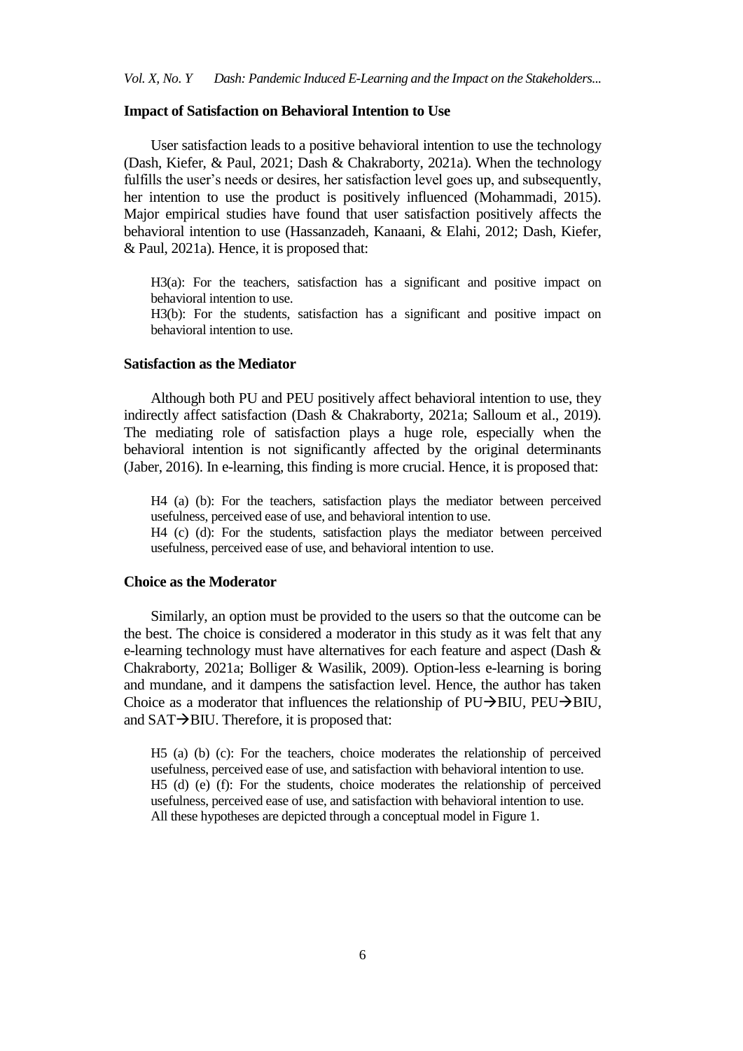### Impact of Satisfaction on Behavioral Intention to Use

User satisfaction leads to a positive behavioral intention to use the technology (Dash, Kiefer, & Paul, 2021; Dash & Chakraborty, 2021a). When the technology fulfills the user's needs or desires, her satisfaction level goes up, and subsequently, her intention to use the product is positively influenced (Mohammadi, 2015). Major empirical studies have found that user satisfaction positively affects the behavioral intention to use (Hassanzadeh, Kanaani, & Elahi, 2012; Dash, Kiefer, & Paul, 2021a). Hence, it is proposed that:

> H3(a): For the teachers, satisfaction has a significant and positive impact on behavioral intention to use.
> H3(b): For the students, satisfaction has a significant and positive impact on behavioral intention to use.

### Satisfaction as the Mediator

Although both PU and PEU positively affect behavioral intention to use, they indirectly affect satisfaction (Dash & Chakraborty, 2021a; Salloum et al., 2019). The mediating role of satisfaction plays a huge role, especially when the behavioral intention is not significantly affected by the original determinants (Jaber, 2016). In e-learning, this finding is more crucial. Hence, it is proposed that:

> H4 (a) (b): For the teachers, satisfaction plays the mediator between perceived usefulness, perceived ease of use, and behavioral intention to use.
> H4 (c) (d): For the students, satisfaction plays the mediator between perceived usefulness, perceived ease of use, and behavioral intention to use.

### Choice as the Moderator

Similarly, an option must be provided to the users so that the outcome can be the best. The choice is considered a moderator in this study as it was felt that any e-learning technology must have alternatives for each feature and aspect (Dash & Chakraborty, 2021a; Bolliger & Wasilik, 2009). Option-less e-learning is boring and mundane, and it dampens the satisfaction level. Hence, the author has taken Choice as a moderator that influences the relationship of PU→BIU, PEU→BIU, and SAT→BIU. Therefore, it is proposed that:

> H5 (a) (b) (c): For the teachers, choice moderates the relationship of perceived usefulness, perceived ease of use, and satisfaction with behavioral intention to use.
> H5 (d) (e) (f): For the students, choice moderates the relationship of perceived usefulness, perceived ease of use, and satisfaction with behavioral intention to use.
> All these hypotheses are depicted through a conceptual model in Figure 1.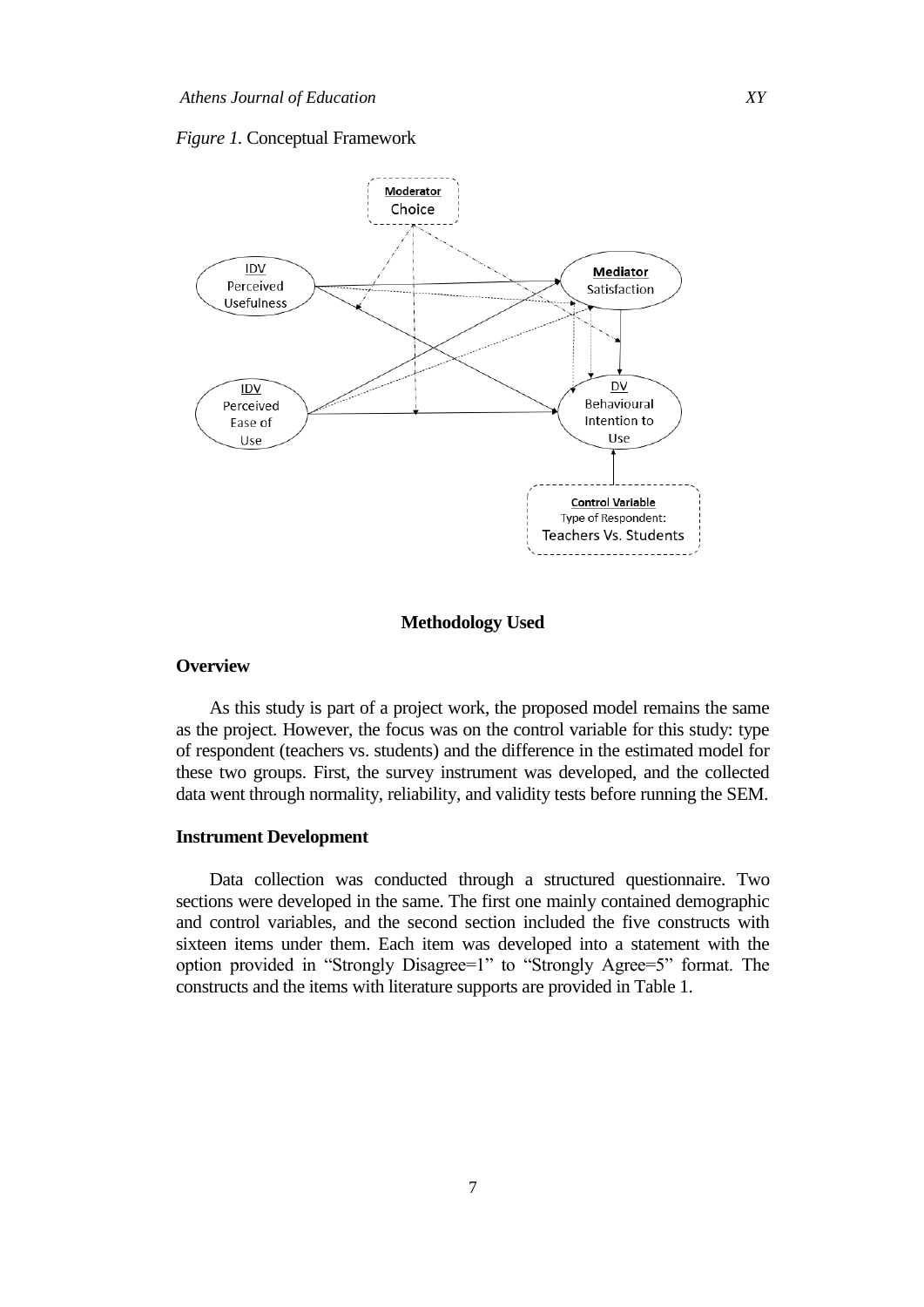*Figure 1.* Conceptual Framework

## Methodology Used

### Overview

As this study is part of a project work, the proposed model remains the same as the project. However, the focus was on the control variable for this study: type of respondent (teachers vs. students) and the difference in the estimated model for these two groups. First, the survey instrument was developed, and the collected data went through normality, reliability, and validity tests before running the SEM.

### Instrument Development

Data collection was conducted through a structured questionnaire. Two sections were developed in the same. The first one mainly contained demographic and control variables, and the second section included the five constructs with sixteen items under them. Each item was developed into a statement with the option provided in "Strongly Disagree=1" to "Strongly Agree=5" format. The constructs and the items with literature supports are provided in Table 1.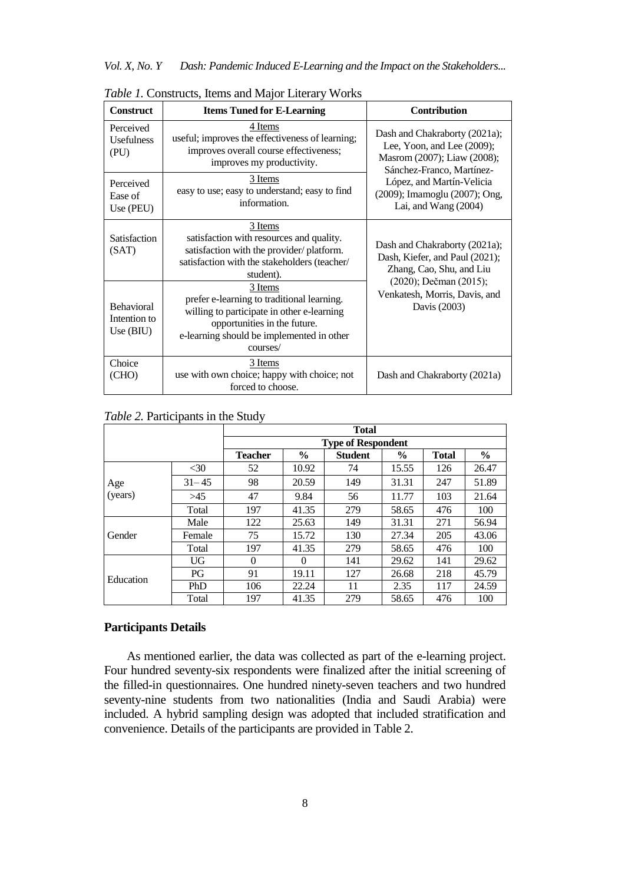*Table 1.* Constructs, Items and Major Literary Works

| Construct | Items Tuned for E-Learning | Contribution |
|---|---|---|
| Perceived Usefulness (PU) | 4 Items<br>useful; improves the effectiveness of learning; improves overall course effectiveness; improves my productivity. | Dash and Chakraborty (2021a); Lee, Yoon, and Lee (2009); Masrom (2007); Liaw (2008); Sánchez-Franco, Martínez-López, and Martín-Velicia (2009); Imamoglu (2007); Ong, Lai, and Wang (2004) |
| Perceived Ease of Use (PEU) | 3 Items<br>easy to use; easy to understand; easy to find information. | |
| Satisfaction (SAT) | 3 Items<br>satisfaction with resources and quality. satisfaction with the provider/ platform. satisfaction with the stakeholders (teacher/ student). | Dash and Chakraborty (2021a); Dash, Kiefer, and Paul (2021); Zhang, Cao, Shu, and Liu (2020); Dečman (2015); Venkatesh, Morris, Davis, and Davis (2003) |
| Behavioral Intention to Use (BIU) | 3 Items<br>prefer e-learning to traditional learning. willing to participate in other e-learning opportunities in the future. e-learning should be implemented in other courses/ | |
| Choice (CHO) | 3 Items<br>use with own choice; happy with choice; not forced to choose. | Dash and Chakraborty (2021a) |

*Table 2.* Participants in the Study

| | | Total | | | | | |
|---|---|---|---|---|---|---|---|
| | | Type of Respondent | | | | | |
| | | **Teacher** | **%** | **Student** | **%** | **Total** | **%** |
| Age (years) | <30 | 52 | 10.92 | 74 | 15.55 | 126 | 26.47 |
| | 31– 45 | 98 | 20.59 | 149 | 31.31 | 247 | 51.89 |
| | >45 | 47 | 9.84 | 56 | 11.77 | 103 | 21.64 |
| | Total | 197 | 41.35 | 279 | 58.65 | 476 | 100 |
| Gender | Male | 122 | 25.63 | 149 | 31.31 | 271 | 56.94 |
| | Female | 75 | 15.72 | 130 | 27.34 | 205 | 43.06 |
| | Total | 197 | 41.35 | 279 | 58.65 | 476 | 100 |
| Education | UG | 0 | 0 | 141 | 29.62 | 141 | 29.62 |
| | PG | 91 | 19.11 | 127 | 26.68 | 218 | 45.79 |
| | PhD | 106 | 22.24 | 11 | 2.35 | 117 | 24.59 |
| | Total | 197 | 41.35 | 279 | 58.65 | 476 | 100 |

## Participants Details

As mentioned earlier, the data was collected as part of the e-learning project. Four hundred seventy-six respondents were finalized after the initial screening of the filled-in questionnaires. One hundred ninety-seven teachers and two hundred seventy-nine students from two nationalities (India and Saudi Arabia) were included. A hybrid sampling design was adopted that included stratification and convenience. Details of the participants are provided in Table 2.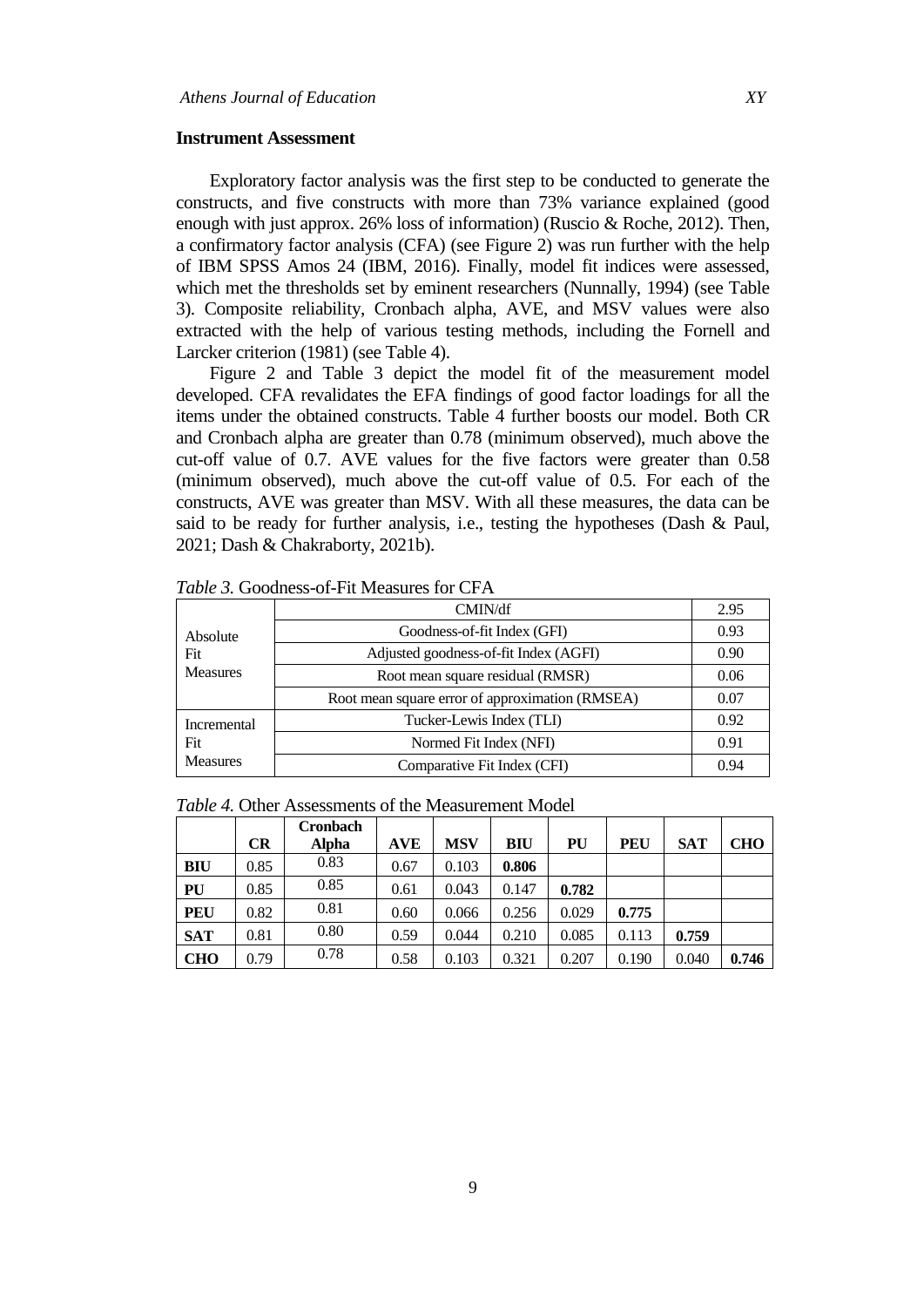### Instrument Assessment

Exploratory factor analysis was the first step to be conducted to generate the constructs, and five constructs with more than 73% variance explained (good enough with just approx. 26% loss of information) (Ruscio & Roche, 2012). Then, a confirmatory factor analysis (CFA) (see Figure 2) was run further with the help of IBM SPSS Amos 24 (IBM, 2016). Finally, model fit indices were assessed, which met the thresholds set by eminent researchers (Nunnally, 1994) (see Table 3). Composite reliability, Cronbach alpha, AVE, and MSV values were also extracted with the help of various testing methods, including the Fornell and Larcker criterion (1981) (see Table 4).

Figure 2 and Table 3 depict the model fit of the measurement model developed. CFA revalidates the EFA findings of good factor loadings for all the items under the obtained constructs. Table 4 further boosts our model. Both CR and Cronbach alpha are greater than 0.78 (minimum observed), much above the cut-off value of 0.7. AVE values for the five factors were greater than 0.58 (minimum observed), much above the cut-off value of 0.5. For each of the constructs, AVE was greater than MSV. With all these measures, the data can be said to be ready for further analysis, i.e., testing the hypotheses (Dash & Paul, 2021; Dash & Chakraborty, 2021b).

*Table 3.* Goodness-of-Fit Measures for CFA

| | | |
|---|---|---|
| Absolute Fit Measures | CMIN/df | 2.95 |
| | Goodness-of-fit Index (GFI) | 0.93 |
| | Adjusted goodness-of-fit Index (AGFI) | 0.90 |
| | Root mean square residual (RMSR) | 0.06 |
| | Root mean square error of approximation (RMSEA) | 0.07 |
| Incremental Fit Measures | Tucker-Lewis Index (TLI) | 0.92 |
| | Normed Fit Index (NFI) | 0.91 |
| | Comparative Fit Index (CFI) | 0.94 |

*Table 4.* Other Assessments of the Measurement Model

| | CR | Cronbach Alpha | AVE | MSV | BIU | PU | PEU | SAT | CHO |
|---|---|---|---|---|---|---|---|---|---|
| **BIU** | 0.85 | 0.83 | 0.67 | 0.103 | **0.806** | | | | |
| **PU** | 0.85 | 0.85 | 0.61 | 0.043 | 0.147 | **0.782** | | | |
| **PEU** | 0.82 | 0.81 | 0.60 | 0.066 | 0.256 | 0.029 | **0.775** | | |
| **SAT** | 0.81 | 0.80 | 0.59 | 0.044 | 0.210 | 0.085 | 0.113 | **0.759** | |
| **CHO** | 0.79 | 0.78 | 0.58 | 0.103 | 0.321 | 0.207 | 0.190 | 0.040 | **0.746** |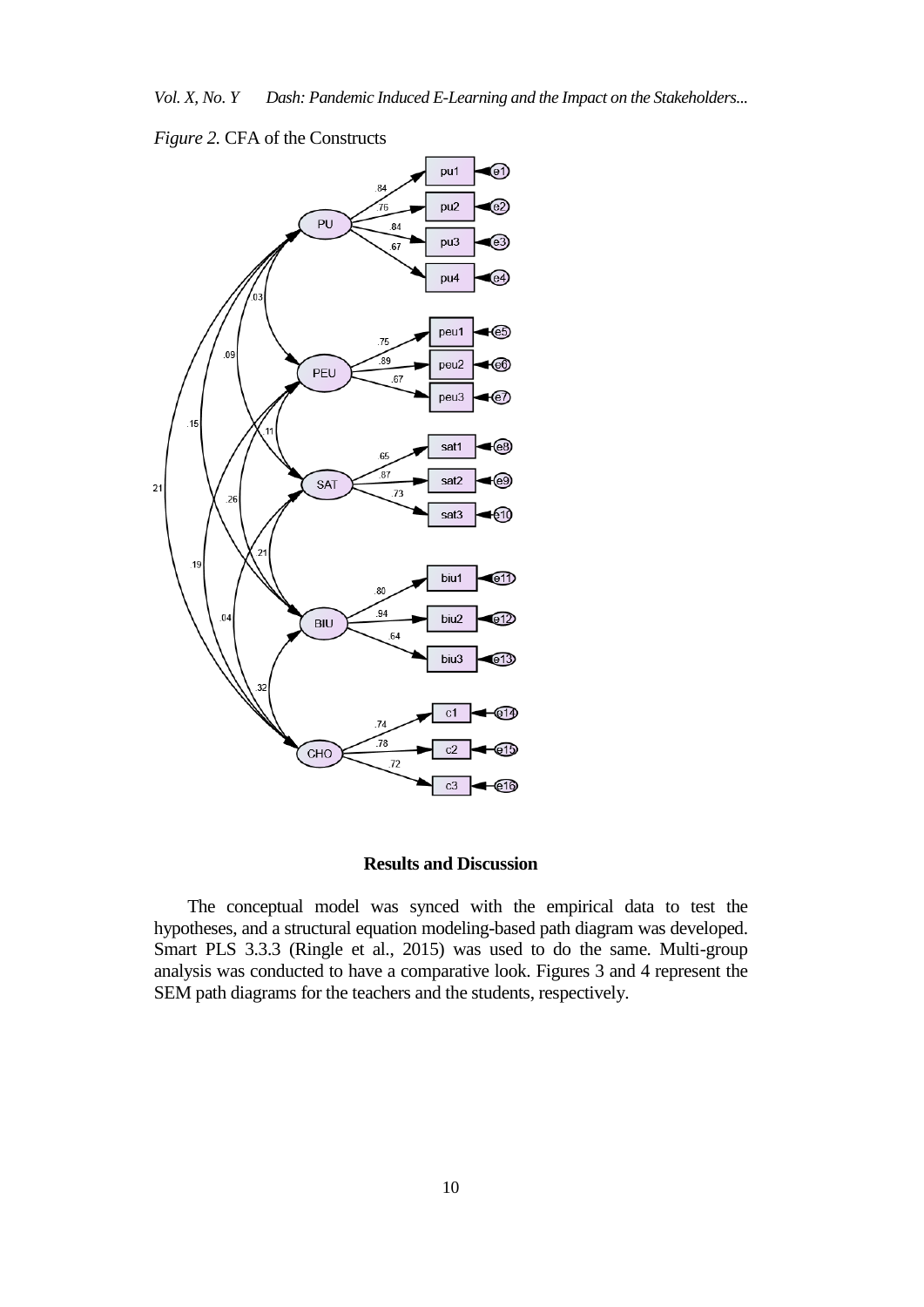*Figure 2.* CFA of the Constructs

## Results and Discussion

The conceptual model was synced with the empirical data to test the hypotheses, and a structural equation modeling-based path diagram was developed. Smart PLS 3.3.3 (Ringle et al., 2015) was used to do the same. Multi-group analysis was conducted to have a comparative look. Figures 3 and 4 represent the SEM path diagrams for the teachers and the students, respectively.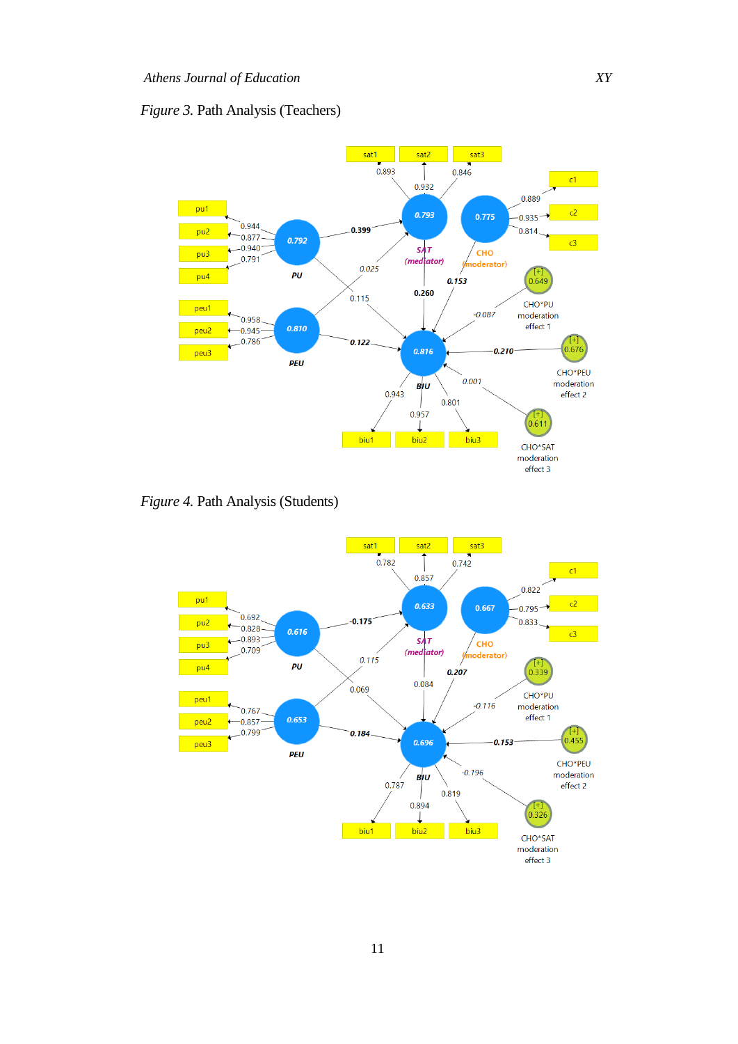*Figure 3.* Path Analysis (Teachers)

*Figure 4.* Path Analysis (Students)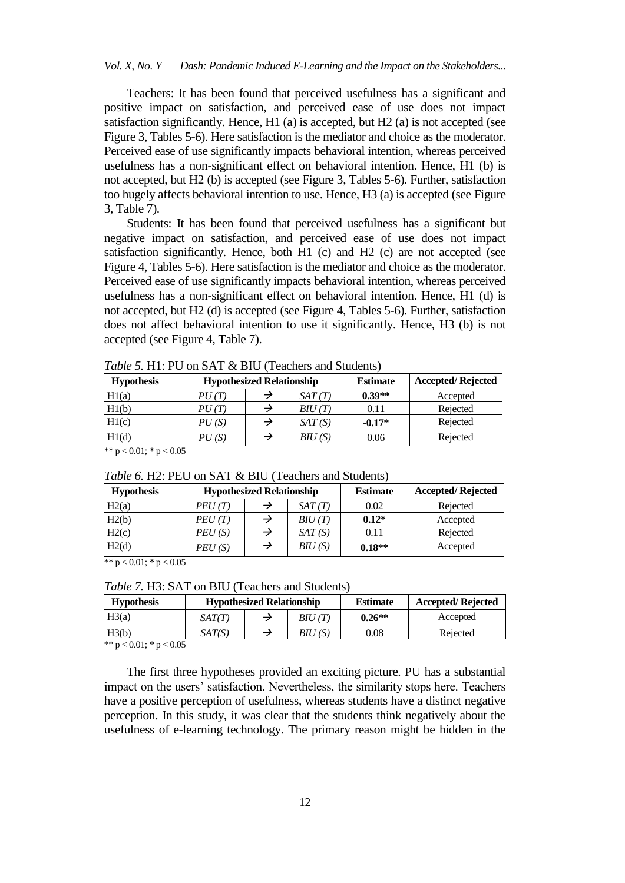Teachers: It has been found that perceived usefulness has a significant and positive impact on satisfaction, and perceived ease of use does not impact satisfaction significantly. Hence, H1 (a) is accepted, but H2 (a) is not accepted (see Figure 3, Tables 5-6). Here satisfaction is the mediator and choice as the moderator. Perceived ease of use significantly impacts behavioral intention, whereas perceived usefulness has a non-significant effect on behavioral intention. Hence, H1 (b) is not accepted, but H2 (b) is accepted (see Figure 3, Tables 5-6). Further, satisfaction too hugely affects behavioral intention to use. Hence, H3 (a) is accepted (see Figure 3, Table 7).

Students: It has been found that perceived usefulness has a significant but negative impact on satisfaction, and perceived ease of use does not impact satisfaction significantly. Hence, both H1 (c) and H2 (c) are not accepted (see Figure 4, Tables 5-6). Here satisfaction is the mediator and choice as the moderator. Perceived ease of use significantly impacts behavioral intention, whereas perceived usefulness has a non-significant effect on behavioral intention. Hence, H1 (d) is not accepted, but H2 (d) is accepted (see Figure 4, Tables 5-6). Further, satisfaction does not affect behavioral intention to use it significantly. Hence, H3 (b) is not accepted (see Figure 4, Table 7).

*Table 5.* H1: PU on SAT & BIU (Teachers and Students)

| Hypothesis | Hypothesized Relationship | | | Estimate | Accepted/ Rejected |
|---|---|---|---|---|---|
| H1(a) | *PU (T)* | → | *SAT (T)* | **0.39\*\*** | Accepted |
| H1(b) | *PU (T)* | → | *BIU (T)* | 0.11 | Rejected |
| H1(c) | *PU (S)* | → | *SAT (S)* | **-0.17\*** | Rejected |
| H1(d) | *PU (S)* | → | *BIU (S)* | 0.06 | Rejected |

** $p < 0.01$; * $p < 0.05$

*Table 6.* H2: PEU on SAT & BIU (Teachers and Students)

| Hypothesis | Hypothesized Relationship | | | Estimate | Accepted/ Rejected |
|---|---|---|---|---|---|
| H2(a) | *PEU (T)* | → | *SAT (T)* | 0.02 | Rejected |
| H2(b) | *PEU (T)* | → | *BIU (T)* | **0.12\*** | Accepted |
| H2(c) | *PEU (S)* | → | *SAT (S)* | 0.11 | Rejected |
| H2(d) | *PEU (S)* | → | *BIU (S)* | **0.18\*\*** | Accepted |

** $p < 0.01$; * $p < 0.05$

*Table 7.* H3: SAT on BIU (Teachers and Students)

| Hypothesis | Hypothesized Relationship | | | Estimate | Accepted/ Rejected |
|---|---|---|---|---|---|
| H3(a) | *SAT(T)* | → | *BIU (T)* | **0.26\*\*** | Accepted |
| H3(b) | *SAT(S)* | → | *BIU (S)* | 0.08 | Rejected |

** $p < 0.01$; * $p < 0.05$

The first three hypotheses provided an exciting picture. PU has a substantial impact on the users' satisfaction. Nevertheless, the similarity stops here. Teachers have a positive perception of usefulness, whereas students have a distinct negative perception. In this study, it was clear that the students think negatively about the usefulness of e-learning technology. The primary reason might be hidden in the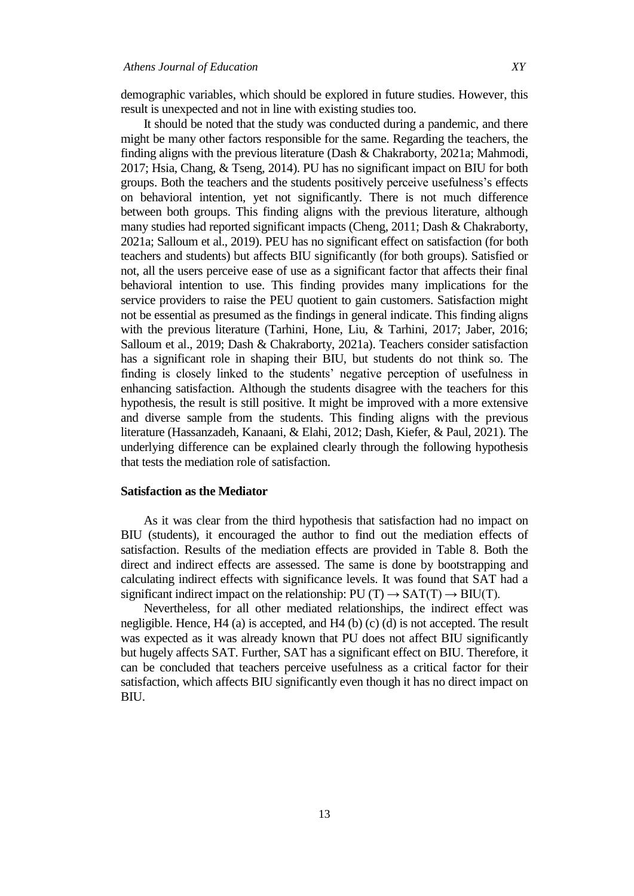demographic variables, which should be explored in future studies. However, this result is unexpected and not in line with existing studies too.

It should be noted that the study was conducted during a pandemic, and there might be many other factors responsible for the same. Regarding the teachers, the finding aligns with the previous literature (Dash & Chakraborty, 2021a; Mahmodi, 2017; Hsia, Chang, & Tseng, 2014). PU has no significant impact on BIU for both groups. Both the teachers and the students positively perceive usefulness's effects on behavioral intention, yet not significantly. There is not much difference between both groups. This finding aligns with the previous literature, although many studies had reported significant impacts (Cheng, 2011; Dash & Chakraborty, 2021a; Salloum et al., 2019). PEU has no significant effect on satisfaction (for both teachers and students) but affects BIU significantly (for both groups). Satisfied or not, all the users perceive ease of use as a significant factor that affects their final behavioral intention to use. This finding provides many implications for the service providers to raise the PEU quotient to gain customers. Satisfaction might not be essential as presumed as the findings in general indicate. This finding aligns with the previous literature (Tarhini, Hone, Liu, & Tarhini, 2017; Jaber, 2016; Salloum et al., 2019; Dash & Chakraborty, 2021a). Teachers consider satisfaction has a significant role in shaping their BIU, but students do not think so. The finding is closely linked to the students' negative perception of usefulness in enhancing satisfaction. Although the students disagree with the teachers for this hypothesis, the result is still positive. It might be improved with a more extensive and diverse sample from the students. This finding aligns with the previous literature (Hassanzadeh, Kanaani, & Elahi, 2012; Dash, Kiefer, & Paul, 2021). The underlying difference can be explained clearly through the following hypothesis that tests the mediation role of satisfaction.

### Satisfaction as the Mediator

As it was clear from the third hypothesis that satisfaction had no impact on BIU (students), it encouraged the author to find out the mediation effects of satisfaction. Results of the mediation effects are provided in Table 8. Both the direct and indirect effects are assessed. The same is done by bootstrapping and calculating indirect effects with significance levels. It was found that SAT had a significant indirect impact on the relationship: PU (T) → SAT(T) → BIU(T).

Nevertheless, for all other mediated relationships, the indirect effect was negligible. Hence, H4 (a) is accepted, and H4 (b) (c) (d) is not accepted. The result was expected as it was already known that PU does not affect BIU significantly but hugely affects SAT. Further, SAT has a significant effect on BIU. Therefore, it can be concluded that teachers perceive usefulness as a critical factor for their satisfaction, which affects BIU significantly even though it has no direct impact on BIU.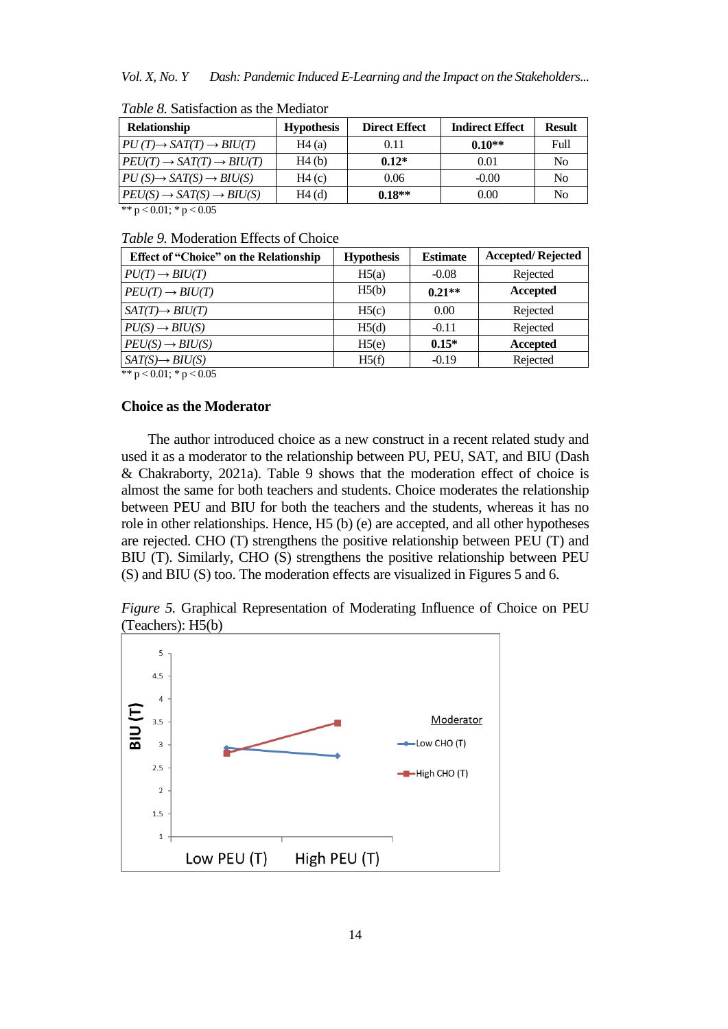*Table 8.* Satisfaction as the Mediator

| Relationship | Hypothesis | Direct Effect | Indirect Effect | Result |
|---|---|---|---|---|
| *PU (T)→ SAT(T) → BIU(T)* | H4 (a) | 0.11 | **0.10\*\*** | Full |
| *PEU(T) → SAT(T) → BIU(T)* | H4 (b) | **0.12\*** | 0.01 | No |
| *PU (S)→ SAT(S) → BIU(S)* | H4 (c) | 0.06 | -0.00 | No |
| *PEU(S) → SAT(S) → BIU(S)* | H4 (d) | **0.18\*\*** | 0.00 | No |

** $p < 0.01$; * $p < 0.05$

*Table 9.* Moderation Effects of Choice

| Effect of "Choice" on the Relationship | Hypothesis | Estimate | Accepted/ Rejected |
|---|---|---|---|
| *PU(T) → BIU(T)* | H5(a) | -0.08 | Rejected |
| *PEU(T) → BIU(T)* | H5(b) | **0.21\*\*** | **Accepted** |
| *SAT(T)→ BIU(T)* | H5(c) | 0.00 | Rejected |
| *PU(S) → BIU(S)* | H5(d) | -0.11 | Rejected |
| *PEU(S) → BIU(S)* | H5(e) | **0.15\*** | **Accepted** |
| *SAT(S)→ BIU(S)* | H5(f) | -0.19 | Rejected |

** $p < 0.01$; * $p < 0.05$

### Choice as the Moderator

The author introduced choice as a new construct in a recent related study and used it as a moderator to the relationship between PU, PEU, SAT, and BIU (Dash & Chakraborty, 2021a). Table 9 shows that the moderation effect of choice is almost the same for both teachers and students. Choice moderates the relationship between PEU and BIU for both the teachers and the students, whereas it has no role in other relationships. Hence, H5 (b) (e) are accepted, and all other hypotheses are rejected. CHO (T) strengthens the positive relationship between PEU (T) and BIU (T). Similarly, CHO (S) strengthens the positive relationship between PEU (S) and BIU (S) too. The moderation effects are visualized in Figures 5 and 6.

*Figure 5.* Graphical Representation of Moderating Influence of Choice on PEU (Teachers): H5(b)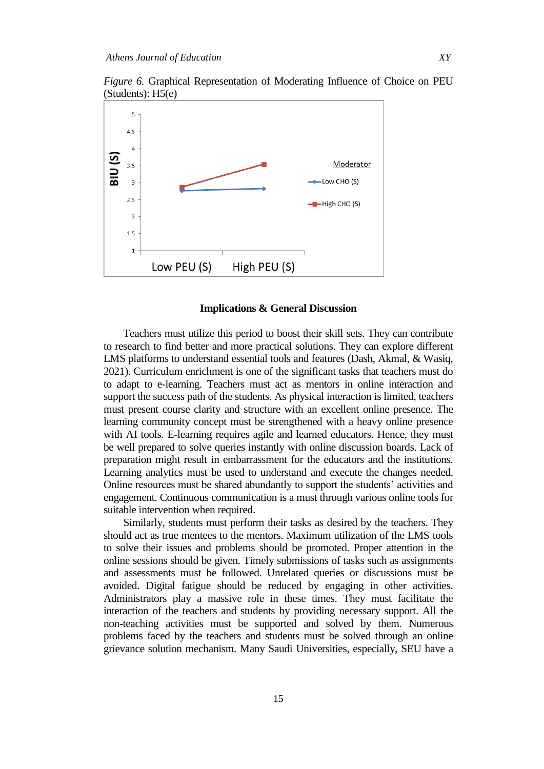*Figure 6.* Graphical Representation of Moderating Influence of Choice on PEU (Students): H5(e)

## Implications & General Discussion

Teachers must utilize this period to boost their skill sets. They can contribute to research to find better and more practical solutions. They can explore different LMS platforms to understand essential tools and features (Dash, Akmal, & Wasiq, 2021). Curriculum enrichment is one of the significant tasks that teachers must do to adapt to e-learning. Teachers must act as mentors in online interaction and support the success path of the students. As physical interaction is limited, teachers must present course clarity and structure with an excellent online presence. The learning community concept must be strengthened with a heavy online presence with AI tools. E-learning requires agile and learned educators. Hence, they must be well prepared to solve queries instantly with online discussion boards. Lack of preparation might result in embarrassment for the educators and the institutions. Learning analytics must be used to understand and execute the changes needed. Online resources must be shared abundantly to support the students' activities and engagement. Continuous communication is a must through various online tools for suitable intervention when required.

Similarly, students must perform their tasks as desired by the teachers. They should act as true mentees to the mentors. Maximum utilization of the LMS tools to solve their issues and problems should be promoted. Proper attention in the online sessions should be given. Timely submissions of tasks such as assignments and assessments must be followed. Unrelated queries or discussions must be avoided. Digital fatigue should be reduced by engaging in other activities. Administrators play a massive role in these times. They must facilitate the interaction of the teachers and students by providing necessary support. All the non-teaching activities must be supported and solved by them. Numerous problems faced by the teachers and students must be solved through an online grievance solution mechanism. Many Saudi Universities, especially, SEU have a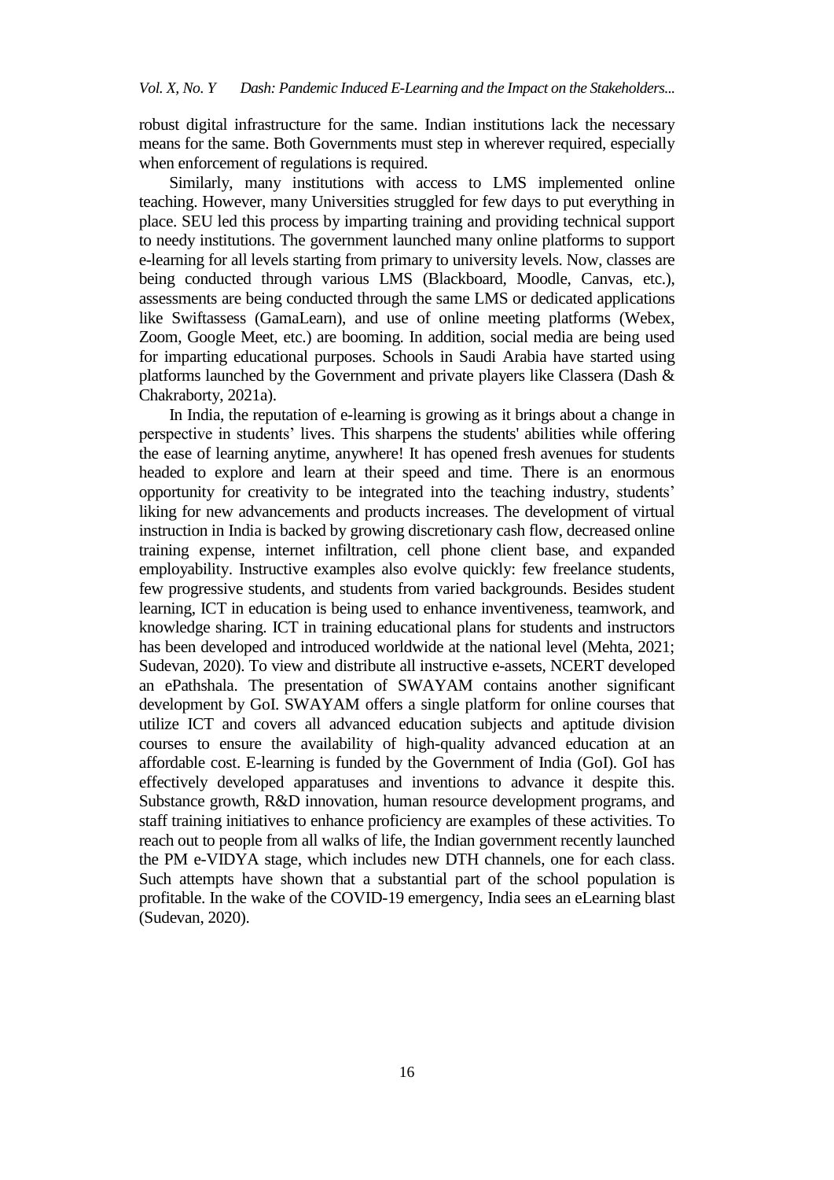robust digital infrastructure for the same. Indian institutions lack the necessary means for the same. Both Governments must step in wherever required, especially when enforcement of regulations is required.

Similarly, many institutions with access to LMS implemented online teaching. However, many Universities struggled for few days to put everything in place. SEU led this process by imparting training and providing technical support to needy institutions. The government launched many online platforms to support e-learning for all levels starting from primary to university levels. Now, classes are being conducted through various LMS (Blackboard, Moodle, Canvas, etc.), assessments are being conducted through the same LMS or dedicated applications like Swiftassess (GamaLearn), and use of online meeting platforms (Webex, Zoom, Google Meet, etc.) are booming. In addition, social media are being used for imparting educational purposes. Schools in Saudi Arabia have started using platforms launched by the Government and private players like Classera (Dash & Chakraborty, 2021a).

In India, the reputation of e-learning is growing as it brings about a change in perspective in students' lives. This sharpens the students' abilities while offering the ease of learning anytime, anywhere! It has opened fresh avenues for students headed to explore and learn at their speed and time. There is an enormous opportunity for creativity to be integrated into the teaching industry, students' liking for new advancements and products increases. The development of virtual instruction in India is backed by growing discretionary cash flow, decreased online training expense, internet infiltration, cell phone client base, and expanded employability. Instructive examples also evolve quickly: few freelance students, few progressive students, and students from varied backgrounds. Besides student learning, ICT in education is being used to enhance inventiveness, teamwork, and knowledge sharing. ICT in training educational plans for students and instructors has been developed and introduced worldwide at the national level (Mehta, 2021; Sudevan, 2020). To view and distribute all instructive e-assets, NCERT developed an ePathshala. The presentation of SWAYAM contains another significant development by GoI. SWAYAM offers a single platform for online courses that utilize ICT and covers all advanced education subjects and aptitude division courses to ensure the availability of high-quality advanced education at an affordable cost. E-learning is funded by the Government of India (GoI). GoI has effectively developed apparatuses and inventions to advance it despite this. Substance growth, R&D innovation, human resource development programs, and staff training initiatives to enhance proficiency are examples of these activities. To reach out to people from all walks of life, the Indian government recently launched the PM e-VIDYA stage, which includes new DTH channels, one for each class. Such attempts have shown that a substantial part of the school population is profitable. In the wake of the COVID-19 emergency, India sees an eLearning blast (Sudevan, 2020).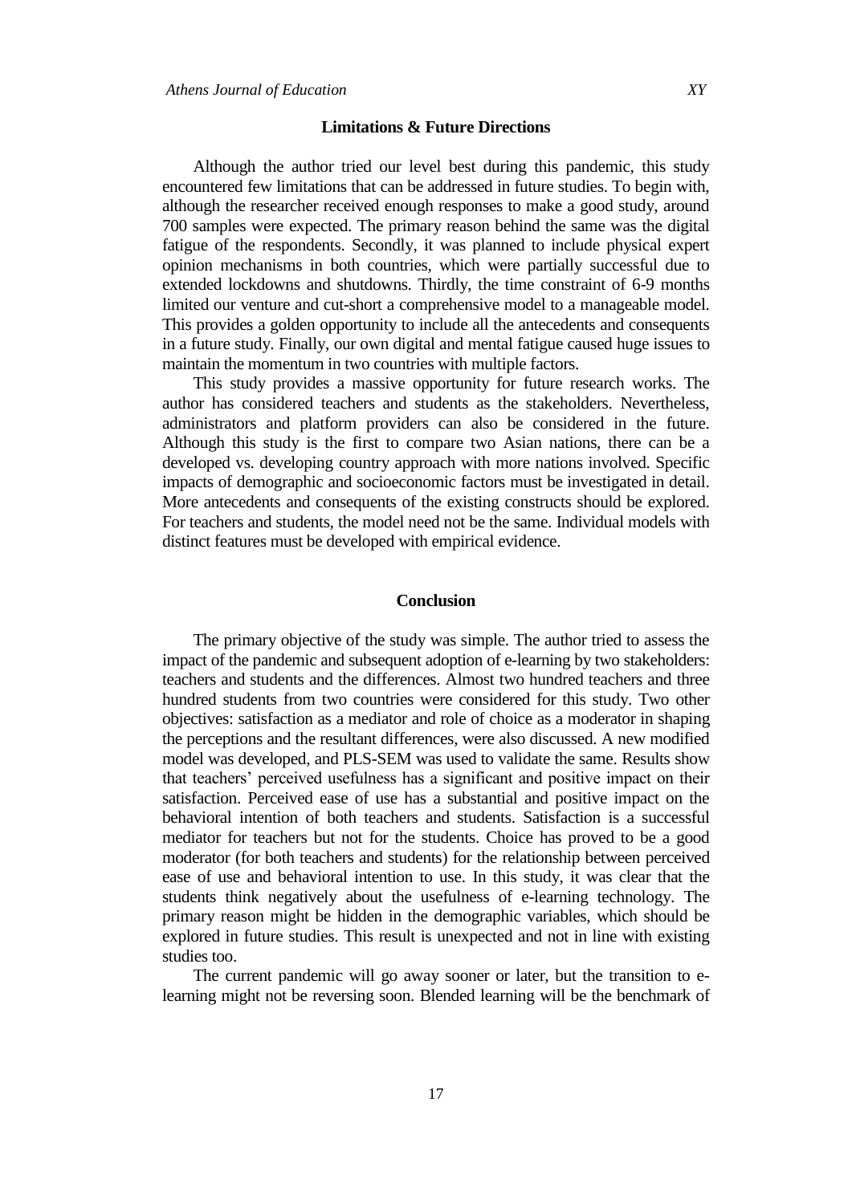## Limitations & Future Directions

Although the author tried our level best during this pandemic, this study encountered few limitations that can be addressed in future studies. To begin with, although the researcher received enough responses to make a good study, around 700 samples were expected. The primary reason behind the same was the digital fatigue of the respondents. Secondly, it was planned to include physical expert opinion mechanisms in both countries, which were partially successful due to extended lockdowns and shutdowns. Thirdly, the time constraint of 6-9 months limited our venture and cut-short a comprehensive model to a manageable model. This provides a golden opportunity to include all the antecedents and consequents in a future study. Finally, our own digital and mental fatigue caused huge issues to maintain the momentum in two countries with multiple factors.

This study provides a massive opportunity for future research works. The author has considered teachers and students as the stakeholders. Nevertheless, administrators and platform providers can also be considered in the future. Although this study is the first to compare two Asian nations, there can be a developed vs. developing country approach with more nations involved. Specific impacts of demographic and socioeconomic factors must be investigated in detail. More antecedents and consequents of the existing constructs should be explored. For teachers and students, the model need not be the same. Individual models with distinct features must be developed with empirical evidence.

## Conclusion

The primary objective of the study was simple. The author tried to assess the impact of the pandemic and subsequent adoption of e-learning by two stakeholders: teachers and students and the differences. Almost two hundred teachers and three hundred students from two countries were considered for this study. Two other objectives: satisfaction as a mediator and role of choice as a moderator in shaping the perceptions and the resultant differences, were also discussed. A new modified model was developed, and PLS-SEM was used to validate the same. Results show that teachers' perceived usefulness has a significant and positive impact on their satisfaction. Perceived ease of use has a substantial and positive impact on the behavioral intention of both teachers and students. Satisfaction is a successful mediator for teachers but not for the students. Choice has proved to be a good moderator (for both teachers and students) for the relationship between perceived ease of use and behavioral intention to use. In this study, it was clear that the students think negatively about the usefulness of e-learning technology. The primary reason might be hidden in the demographic variables, which should be explored in future studies. This result is unexpected and not in line with existing studies too.

The current pandemic will go away sooner or later, but the transition to e-learning might not be reversing soon. Blended learning will be the benchmark of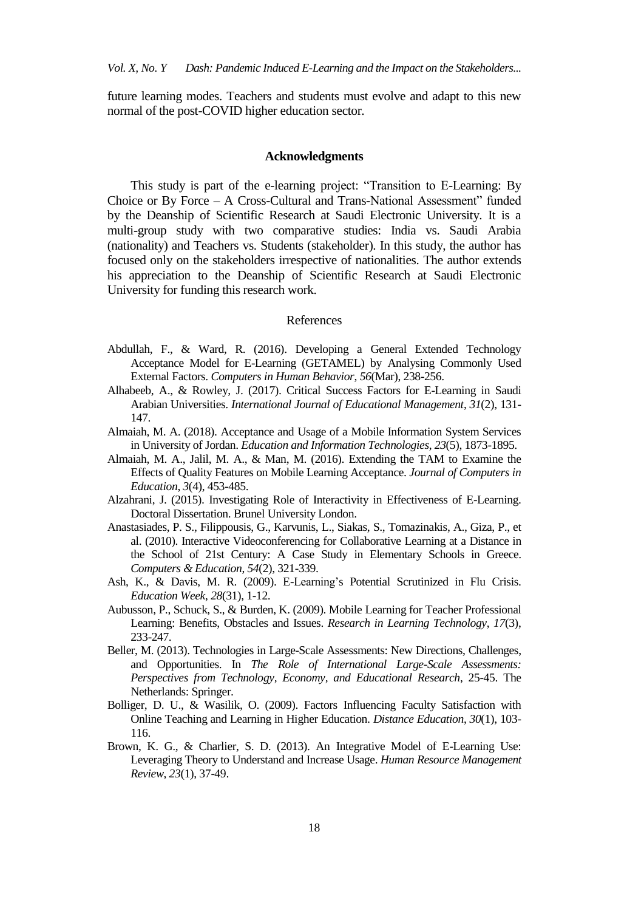future learning modes. Teachers and students must evolve and adapt to this new normal of the post-COVID higher education sector.

## Acknowledgments

This study is part of the e-learning project: "Transition to E-Learning: By Choice or By Force – A Cross-Cultural and Trans-National Assessment" funded by the Deanship of Scientific Research at Saudi Electronic University. It is a multi-group study with two comparative studies: India vs. Saudi Arabia (nationality) and Teachers vs. Students (stakeholder). In this study, the author has focused only on the stakeholders irrespective of nationalities. The author extends his appreciation to the Deanship of Scientific Research at Saudi Electronic University for funding this research work.

## References

Abdullah, F., & Ward, R. (2016). Developing a General Extended Technology Acceptance Model for E-Learning (GETAMEL) by Analysing Commonly Used External Factors. *Computers in Human Behavior*, *56*(Mar), 238-256.

Alhabeeb, A., & Rowley, J. (2017). Critical Success Factors for E-Learning in Saudi Arabian Universities. *International Journal of Educational Management*, *31*(2), 131-147.

Almaiah, M. A. (2018). Acceptance and Usage of a Mobile Information System Services in University of Jordan. *Education and Information Technologies*, *23*(5), 1873-1895.

Almaiah, M. A., Jalil, M. A., & Man, M. (2016). Extending the TAM to Examine the Effects of Quality Features on Mobile Learning Acceptance. *Journal of Computers in Education*, *3*(4), 453-485.

Alzahrani, J. (2015). Investigating Role of Interactivity in Effectiveness of E-Learning. Doctoral Dissertation. Brunel University London.

Anastasiades, P. S., Filippousis, G., Karvunis, L., Siakas, S., Tomazinakis, A., Giza, P., et al. (2010). Interactive Videoconferencing for Collaborative Learning at a Distance in the School of 21st Century: A Case Study in Elementary Schools in Greece. *Computers & Education*, *54*(2), 321-339.

Ash, K., & Davis, M. R. (2009). E-Learning's Potential Scrutinized in Flu Crisis. *Education Week*, *28*(31), 1-12.

Aubusson, P., Schuck, S., & Burden, K. (2009). Mobile Learning for Teacher Professional Learning: Benefits, Obstacles and Issues. *Research in Learning Technology*, *17*(3), 233-247.

Beller, M. (2013). Technologies in Large-Scale Assessments: New Directions, Challenges, and Opportunities. In *The Role of International Large-Scale Assessments: Perspectives from Technology, Economy, and Educational Research*, 25-45. The Netherlands: Springer.

Bolliger, D. U., & Wasilik, O. (2009). Factors Influencing Faculty Satisfaction with Online Teaching and Learning in Higher Education. *Distance Education*, *30*(1), 103-116.

Brown, K. G., & Charlier, S. D. (2013). An Integrative Model of E-Learning Use: Leveraging Theory to Understand and Increase Usage. *Human Resource Management Review*, *23*(1), 37-49.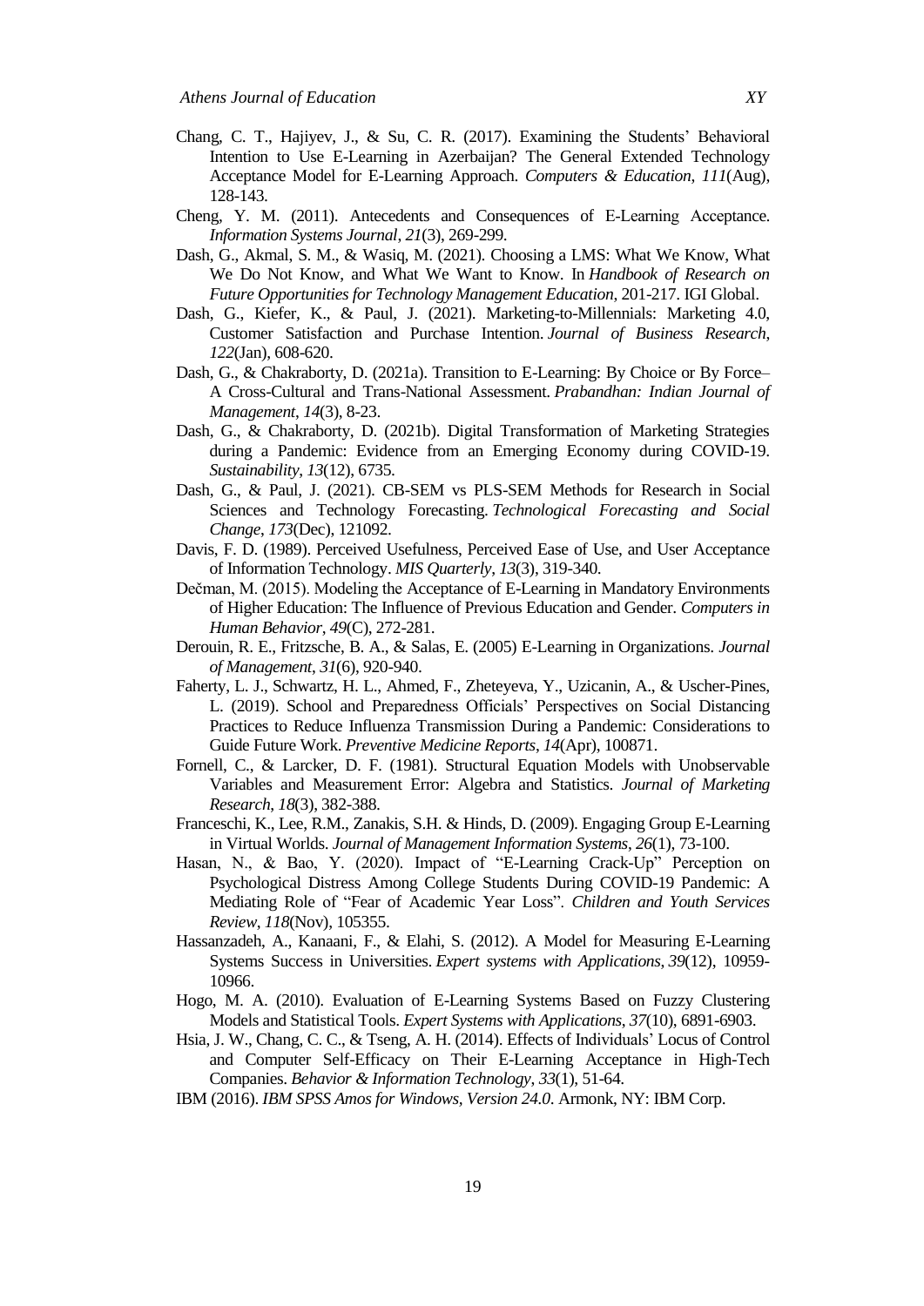Chang, C. T., Hajiyev, J., & Su, C. R. (2017). Examining the Students' Behavioral Intention to Use E-Learning in Azerbaijan? The General Extended Technology Acceptance Model for E-Learning Approach. *Computers & Education*, *111*(Aug), 128-143.

Cheng, Y. M. (2011). Antecedents and Consequences of E-Learning Acceptance. *Information Systems Journal*, *21*(3), 269-299.

Dash, G., Akmal, S. M., & Wasiq, M. (2021). Choosing a LMS: What We Know, What We Do Not Know, and What We Want to Know. In *Handbook of Research on Future Opportunities for Technology Management Education*, 201-217. IGI Global.

Dash, G., Kiefer, K., & Paul, J. (2021). Marketing-to-Millennials: Marketing 4.0, Customer Satisfaction and Purchase Intention. *Journal of Business Research*, *122*(Jan), 608-620.

Dash, G., & Chakraborty, D. (2021a). Transition to E-Learning: By Choice or By Force– A Cross-Cultural and Trans-National Assessment. *Prabandhan: Indian Journal of Management*, *14*(3), 8-23.

Dash, G., & Chakraborty, D. (2021b). Digital Transformation of Marketing Strategies during a Pandemic: Evidence from an Emerging Economy during COVID-19. *Sustainability*, *13*(12), 6735.

Dash, G., & Paul, J. (2021). CB-SEM vs PLS-SEM Methods for Research in Social Sciences and Technology Forecasting. *Technological Forecasting and Social Change*, *173*(Dec), 121092.

Davis, F. D. (1989). Perceived Usefulness, Perceived Ease of Use, and User Acceptance of Information Technology. *MIS Quarterly*, *13*(3), 319-340.

Dečman, M. (2015). Modeling the Acceptance of E-Learning in Mandatory Environments of Higher Education: The Influence of Previous Education and Gender. *Computers in Human Behavior*, *49*(C), 272-281.

Derouin, R. E., Fritzsche, B. A., & Salas, E. (2005) E-Learning in Organizations. *Journal of Management*, *31*(6), 920-940.

Faherty, L. J., Schwartz, H. L., Ahmed, F., Zheteyeva, Y., Uzicanin, A., & Uscher-Pines, L. (2019). School and Preparedness Officials' Perspectives on Social Distancing Practices to Reduce Influenza Transmission During a Pandemic: Considerations to Guide Future Work. *Preventive Medicine Reports*, *14*(Apr), 100871.

Fornell, C., & Larcker, D. F. (1981). Structural Equation Models with Unobservable Variables and Measurement Error: Algebra and Statistics. *Journal of Marketing Research*, *18*(3), 382-388.

Franceschi, K., Lee, R.M., Zanakis, S.H. & Hinds, D. (2009). Engaging Group E-Learning in Virtual Worlds. *Journal of Management Information Systems*, *26*(1), 73-100.

Hasan, N., & Bao, Y. (2020). Impact of "E-Learning Crack-Up" Perception on Psychological Distress Among College Students During COVID-19 Pandemic: A Mediating Role of "Fear of Academic Year Loss". *Children and Youth Services Review*, *118*(Nov), 105355.

Hassanzadeh, A., Kanaani, F., & Elahi, S. (2012). A Model for Measuring E-Learning Systems Success in Universities. *Expert systems with Applications*, *39*(12), 10959-10966.

Hogo, M. A. (2010). Evaluation of E-Learning Systems Based on Fuzzy Clustering Models and Statistical Tools. *Expert Systems with Applications*, *37*(10), 6891-6903.

Hsia, J. W., Chang, C. C., & Tseng, A. H. (2014). Effects of Individuals' Locus of Control and Computer Self-Efficacy on Their E-Learning Acceptance in High-Tech Companies. *Behavior & Information Technology*, *33*(1), 51-64.

IBM (2016). *IBM SPSS Amos for Windows, Version 24.0*. Armonk, NY: IBM Corp.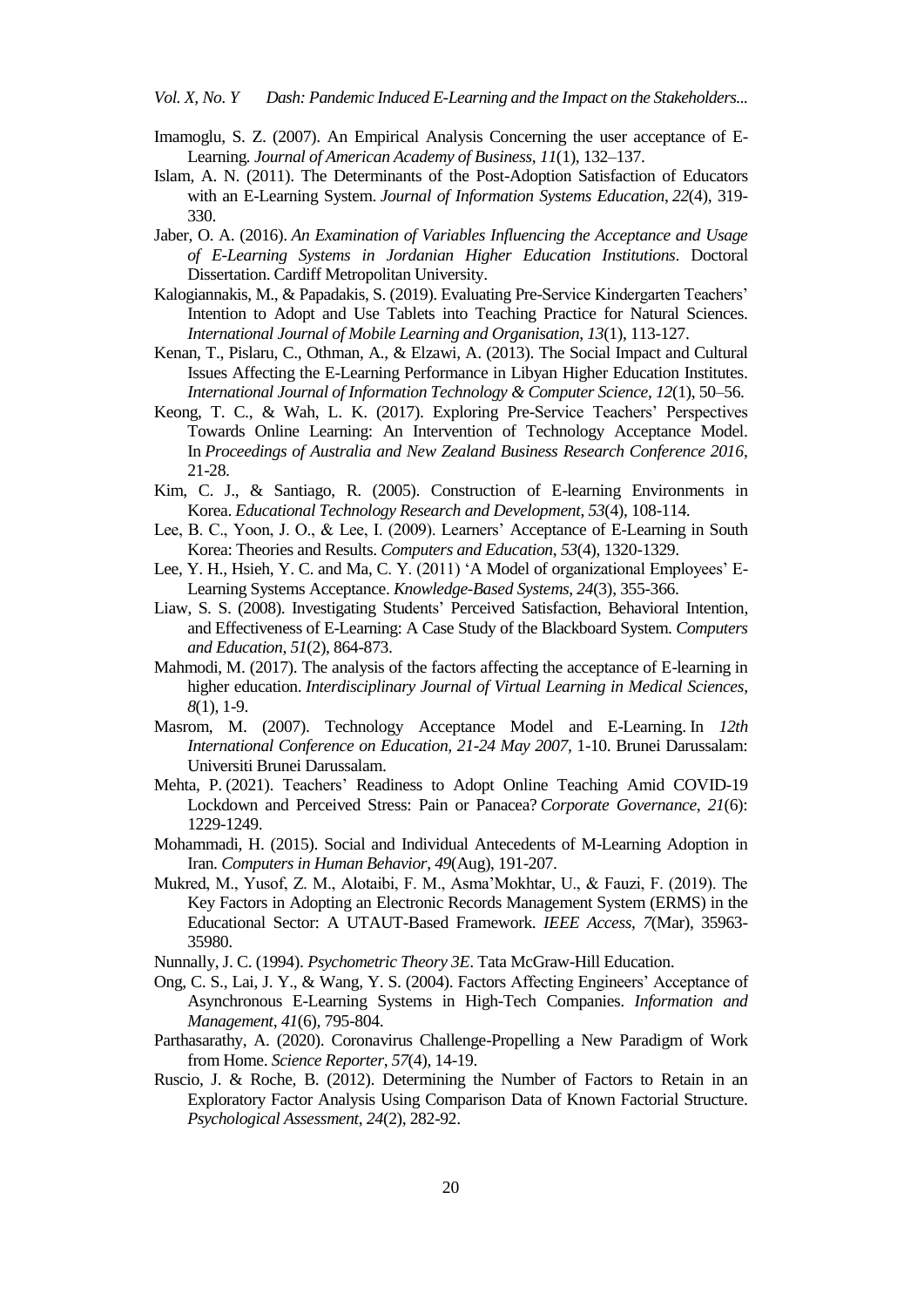Imamoglu, S. Z. (2007). An Empirical Analysis Concerning the user acceptance of E-Learning. *Journal of American Academy of Business*, *11*(1), 132–137.

Islam, A. N. (2011). The Determinants of the Post-Adoption Satisfaction of Educators with an E-Learning System. *Journal of Information Systems Education*, *22*(4), 319-330.

Jaber, O. A. (2016). *An Examination of Variables Influencing the Acceptance and Usage of E-Learning Systems in Jordanian Higher Education Institutions*. Doctoral Dissertation. Cardiff Metropolitan University.

Kalogiannakis, M., & Papadakis, S. (2019). Evaluating Pre-Service Kindergarten Teachers' Intention to Adopt and Use Tablets into Teaching Practice for Natural Sciences. *International Journal of Mobile Learning and Organisation*, *13*(1), 113-127.

Kenan, T., Pislaru, C., Othman, A., & Elzawi, A. (2013). The Social Impact and Cultural Issues Affecting the E-Learning Performance in Libyan Higher Education Institutes. *International Journal of Information Technology & Computer Science*, *12*(1), 50–56.

Keong, T. C., & Wah, L. K. (2017). Exploring Pre-Service Teachers' Perspectives Towards Online Learning: An Intervention of Technology Acceptance Model. In *Proceedings of Australia and New Zealand Business Research Conference 2016*, 21-28.

Kim, C. J., & Santiago, R. (2005). Construction of E-learning Environments in Korea. *Educational Technology Research and Development*, *53*(4), 108-114.

Lee, B. C., Yoon, J. O., & Lee, I. (2009). Learners' Acceptance of E-Learning in South Korea: Theories and Results. *Computers and Education*, *53*(4), 1320-1329.

Lee, Y. H., Hsieh, Y. C. and Ma, C. Y. (2011) 'A Model of organizational Employees' E-Learning Systems Acceptance. *Knowledge-Based Systems*, *24*(3), 355-366.

Liaw, S. S. (2008). Investigating Students' Perceived Satisfaction, Behavioral Intention, and Effectiveness of E-Learning: A Case Study of the Blackboard System. *Computers and Education*, *51*(2), 864-873.

Mahmodi, M. (2017). The analysis of the factors affecting the acceptance of E-learning in higher education. *Interdisciplinary Journal of Virtual Learning in Medical Sciences*, *8*(1), 1-9.

Masrom, M. (2007). Technology Acceptance Model and E-Learning. In *12th International Conference on Education, 21-24 May 2007,* 1-10. Brunei Darussalam: Universiti Brunei Darussalam.

Mehta, P. (2021). Teachers' Readiness to Adopt Online Teaching Amid COVID-19 Lockdown and Perceived Stress: Pain or Panacea? *Corporate Governance*, *21*(6): 1229-1249.

Mohammadi, H. (2015). Social and Individual Antecedents of M-Learning Adoption in Iran. *Computers in Human Behavior*, *49*(Aug), 191-207.

Mukred, M., Yusof, Z. M., Alotaibi, F. M., Asma'Mokhtar, U., & Fauzi, F. (2019). The Key Factors in Adopting an Electronic Records Management System (ERMS) in the Educational Sector: A UTAUT-Based Framework. *IEEE Access*, *7*(Mar), 35963-35980.

Nunnally, J. C. (1994). *Psychometric Theory 3E*. Tata McGraw-Hill Education.

Ong, C. S., Lai, J. Y., & Wang, Y. S. (2004). Factors Affecting Engineers' Acceptance of Asynchronous E-Learning Systems in High-Tech Companies. *Information and Management*, *41*(6), 795-804.

Parthasarathy, A. (2020). Coronavirus Challenge-Propelling a New Paradigm of Work from Home. *Science Reporter*, *57*(4), 14-19.

Ruscio, J. & Roche, B. (2012). Determining the Number of Factors to Retain in an Exploratory Factor Analysis Using Comparison Data of Known Factorial Structure. *Psychological Assessment*, *24*(2), 282-92.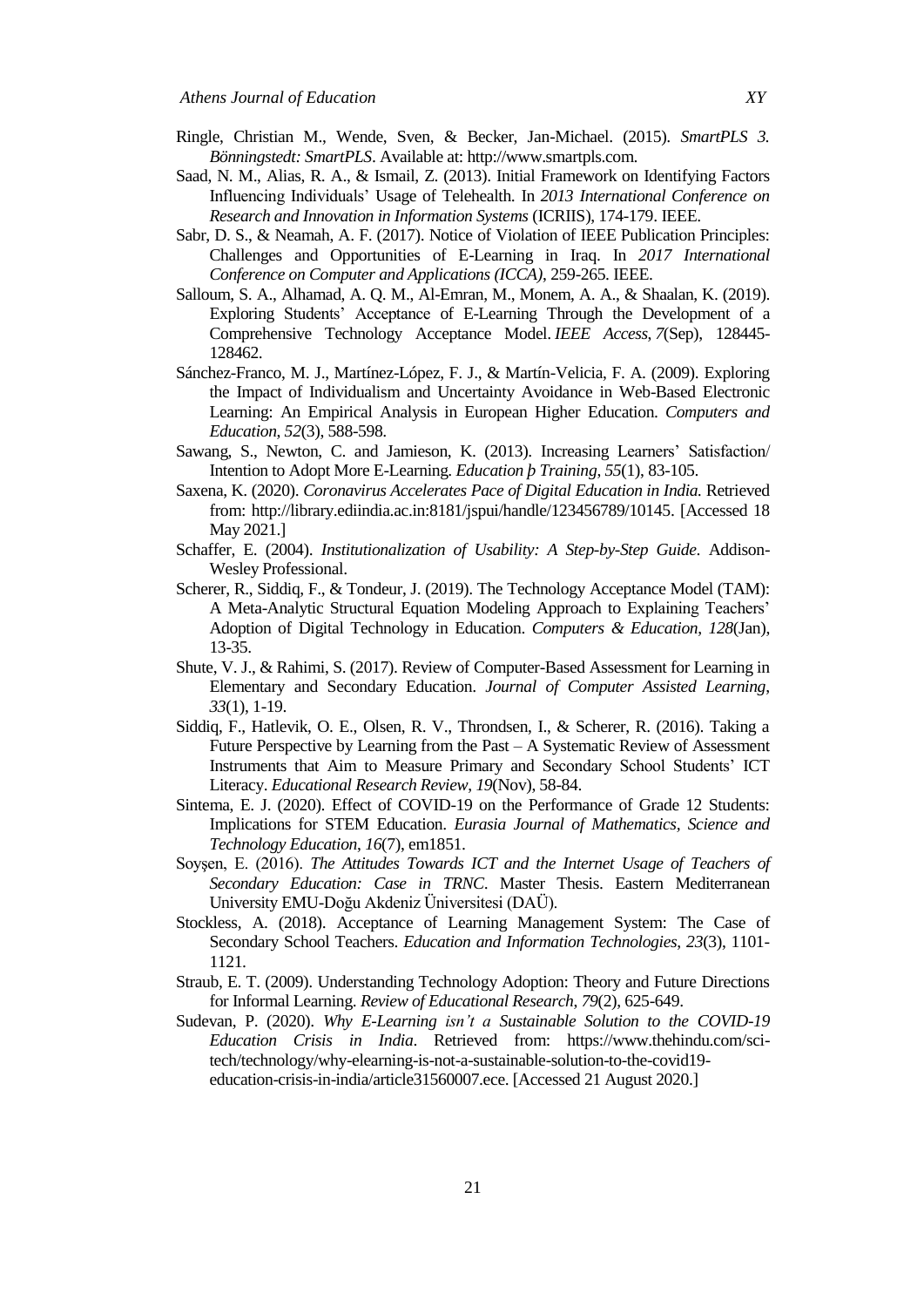Ringle, Christian M., Wende, Sven, & Becker, Jan-Michael. (2015). *SmartPLS 3. Bönningstedt: SmartPLS*. Available at: http://www.smartpls.com.

Saad, N. M., Alias, R. A., & Ismail, Z. (2013). Initial Framework on Identifying Factors Influencing Individuals' Usage of Telehealth. In *2013 International Conference on Research and Innovation in Information Systems* (ICRIIS), 174-179. IEEE.

Sabr, D. S., & Neamah, A. F. (2017). Notice of Violation of IEEE Publication Principles: Challenges and Opportunities of E-Learning in Iraq. In *2017 International Conference on Computer and Applications (ICCA)*, 259-265. IEEE.

Salloum, S. A., Alhamad, A. Q. M., Al-Emran, M., Monem, A. A., & Shaalan, K. (2019). Exploring Students' Acceptance of E-Learning Through the Development of a Comprehensive Technology Acceptance Model. *IEEE Access*, *7*(Sep), 128445-128462.

Sánchez-Franco, M. J., Martínez-López, F. J., & Martín-Velicia, F. A. (2009). Exploring the Impact of Individualism and Uncertainty Avoidance in Web-Based Electronic Learning: An Empirical Analysis in European Higher Education. *Computers and Education*, *52*(3), 588-598.

Sawang, S., Newton, C. and Jamieson, K. (2013). Increasing Learners' Satisfaction/ Intention to Adopt More E-Learning. *Education þ Training*, *55*(1), 83-105.

Saxena, K. (2020). *Coronavirus Accelerates Pace of Digital Education in India.* Retrieved from: http://library.ediindia.ac.in:8181/jspui/handle/123456789/10145. [Accessed 18 May 2021.]

Schaffer, E. (2004). *Institutionalization of Usability: A Step-by-Step Guide*. Addison-Wesley Professional.

Scherer, R., Siddiq, F., & Tondeur, J. (2019). The Technology Acceptance Model (TAM): A Meta-Analytic Structural Equation Modeling Approach to Explaining Teachers' Adoption of Digital Technology in Education. *Computers & Education*, *128*(Jan), 13-35.

Shute, V. J., & Rahimi, S. (2017). Review of Computer-Based Assessment for Learning in Elementary and Secondary Education. *Journal of Computer Assisted Learning*, *33*(1), 1-19.

Siddiq, F., Hatlevik, O. E., Olsen, R. V., Throndsen, I., & Scherer, R. (2016). Taking a Future Perspective by Learning from the Past – A Systematic Review of Assessment Instruments that Aim to Measure Primary and Secondary School Students' ICT Literacy. *Educational Research Review*, *19*(Nov), 58-84.

Sintema, E. J. (2020). Effect of COVID-19 on the Performance of Grade 12 Students: Implications for STEM Education. *Eurasia Journal of Mathematics, Science and Technology Education*, *16*(7), em1851.

Soyşen, E. (2016). *The Attitudes Towards ICT and the Internet Usage of Teachers of Secondary Education: Case in TRNC*. Master Thesis. Eastern Mediterranean University EMU-Doğu Akdeniz Üniversitesi (DAÜ).

Stockless, A. (2018). Acceptance of Learning Management System: The Case of Secondary School Teachers. *Education and Information Technologies*, *23*(3), 1101-1121.

Straub, E. T. (2009). Understanding Technology Adoption: Theory and Future Directions for Informal Learning. *Review of Educational Research*, *79*(2), 625-649.

Sudevan, P. (2020). *Why E-Learning isn't a Sustainable Solution to the COVID-19 Education Crisis in India*. Retrieved from: https://www.thehindu.com/sci-tech/technology/why-elearning-is-not-a-sustainable-solution-to-the-covid19-education-crisis-in-india/article31560007.ece. [Accessed 21 August 2020.]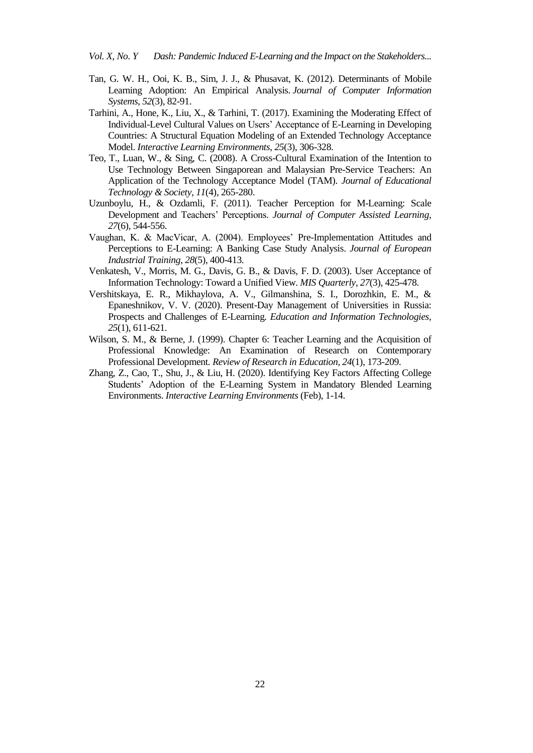Tan, G. W. H., Ooi, K. B., Sim, J. J., & Phusavat, K. (2012). Determinants of Mobile Learning Adoption: An Empirical Analysis. *Journal of Computer Information Systems*, *52*(3), 82-91.

Tarhini, A., Hone, K., Liu, X., & Tarhini, T. (2017). Examining the Moderating Effect of Individual-Level Cultural Values on Users' Acceptance of E-Learning in Developing Countries: A Structural Equation Modeling of an Extended Technology Acceptance Model. *Interactive Learning Environments*, *25*(3), 306-328.

Teo, T., Luan, W., & Sing, C. (2008). A Cross-Cultural Examination of the Intention to Use Technology Between Singaporean and Malaysian Pre-Service Teachers: An Application of the Technology Acceptance Model (TAM). *Journal of Educational Technology & Society*, *11*(4), 265-280.

Uzunboylu, H., & Ozdamli, F. (2011). Teacher Perception for M-Learning: Scale Development and Teachers' Perceptions. *Journal of Computer Assisted Learning*, *27*(6), 544-556.

Vaughan, K. & MacVicar, A. (2004). Employees' Pre-Implementation Attitudes and Perceptions to E-Learning: A Banking Case Study Analysis. *Journal of European Industrial Training*, *28*(5), 400-413.

Venkatesh, V., Morris, M. G., Davis, G. B., & Davis, F. D. (2003). User Acceptance of Information Technology: Toward a Unified View. *MIS Quarterly*, *27*(3), 425-478.

Vershitskaya, E. R., Mikhaylova, A. V., Gilmanshina, S. I., Dorozhkin, E. M., & Epaneshnikov, V. V. (2020). Present-Day Management of Universities in Russia: Prospects and Challenges of E-Learning. *Education and Information Technologies*, *25*(1), 611-621.

Wilson, S. M., & Berne, J. (1999). Chapter 6: Teacher Learning and the Acquisition of Professional Knowledge: An Examination of Research on Contemporary Professional Development. *Review of Research in Education*, *24*(1), 173-209.

Zhang, Z., Cao, T., Shu, J., & Liu, H. (2020). Identifying Key Factors Affecting College Students' Adoption of the E-Learning System in Mandatory Blended Learning Environments. *Interactive Learning Environments* (Feb), 1-14.